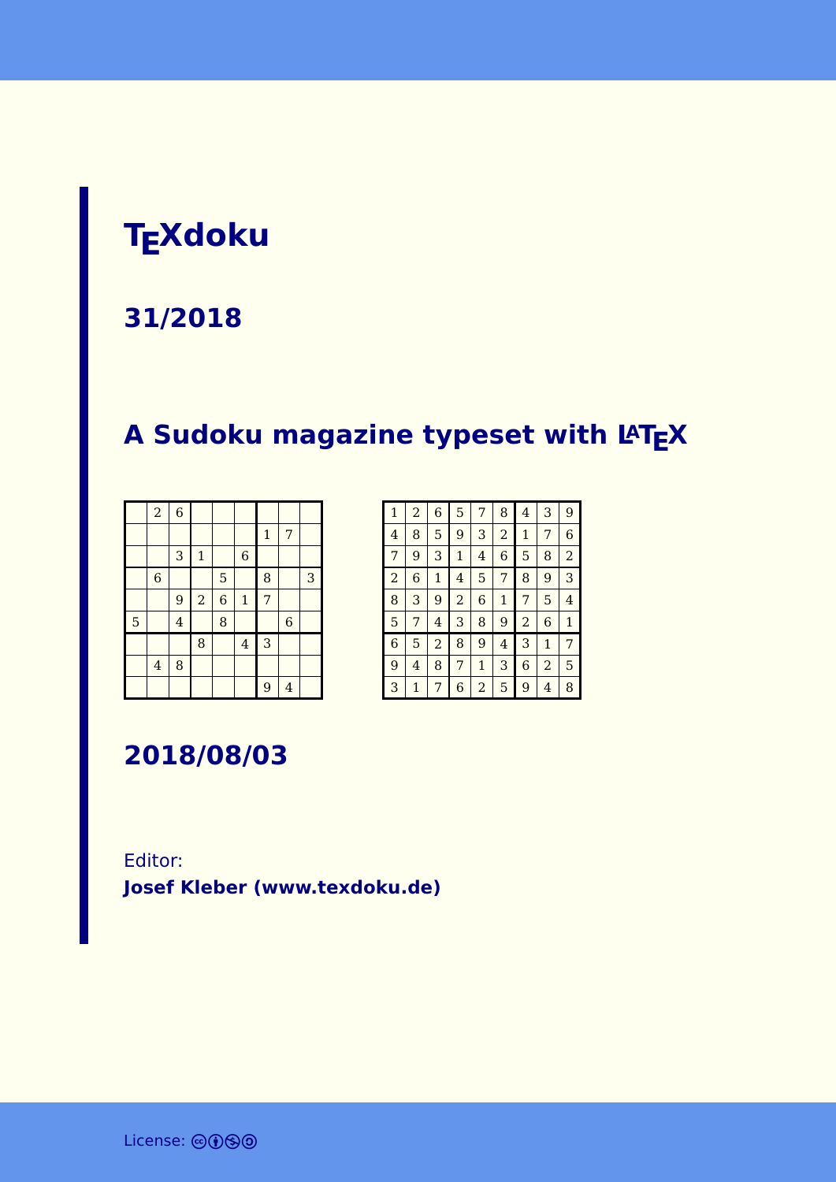# TEXdoku

## 31/2018

## A Sudoku magazine typeset with LATEX

|   |   |   |   |   |   |   |   |   |
|---|---|---|---|---|---|---|---|---|
|   | 2 | 6 |   |   |   |   |   |   |
|   |   |   |   |   |   | 1 | 7 |   |
|   |   | 3 | 1 |   | 6 |   |   |   |
|   | 6 |   |   | 5 |   | 8 |   | 3 |
|   |   | 9 | 2 | 6 | 1 | 7 |   |   |
| 5 |   | 4 |   | 8 |   |   | 6 |   |
|   |   |   | 8 |   | 4 | 3 |   |   |
|   | 4 | 8 |   |   |   |   |   |   |
|   |   |   |   |   |   | 9 | 4 |   |

|   |   |   |   |   |   |   |   |   |
|---|---|---|---|---|---|---|---|---|
| 1 | 2 | 6 | 5 | 7 | 8 | 4 | 3 | 9 |
| 4 | 8 | 5 | 9 | 3 | 2 | 1 | 7 | 6 |
| 7 | 9 | 3 | 1 | 4 | 6 | 5 | 8 | 2 |
| 2 | 6 | 1 | 4 | 5 | 7 | 8 | 9 | 3 |
| 8 | 3 | 9 | 2 | 6 | 1 | 7 | 5 | 4 |
| 5 | 7 | 4 | 3 | 8 | 9 | 2 | 6 | 1 |
| 6 | 5 | 2 | 8 | 9 | 4 | 3 | 1 | 7 |
| 9 | 4 | 8 | 7 | 1 | 3 | 6 | 2 | 5 |
| 3 | 1 | 7 | 6 | 2 | 5 | 9 | 4 | 8 |

## 2018/08/03

Editor:

**Josef Kleber (www.texdoku.de)**

License: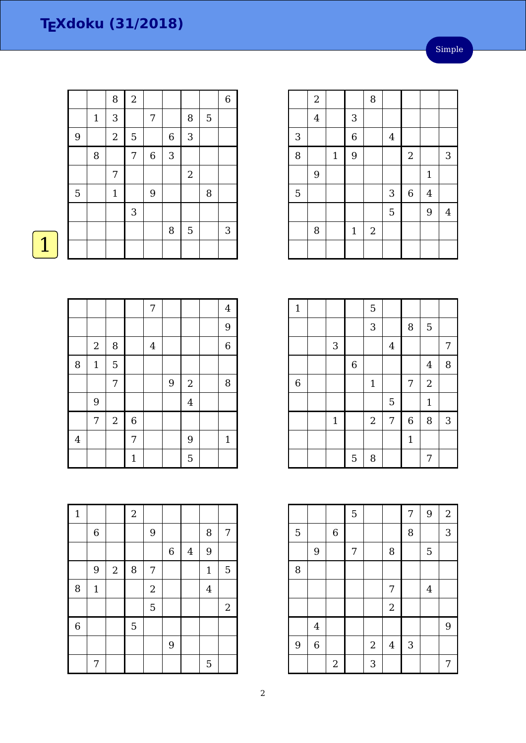# TEXdoku (31/2018)

Simple

1

|   |   |   |   |   |   |   |   |   |
|---|---|---|---|---|---|---|---|---|
|   |   | 8 | 2 |   |   |   |   | 6 |
|   | 1 | 3 |   | 7 |   | 8 | 5 |   |
| 9 |   | 2 | 5 |   | 6 | 3 |   |   |
|   | 8 |   | 7 | 6 | 3 |   |   |   |
|   |   | 7 |   |   |   | 2 |   |   |
| 5 |   | 1 |   | 9 |   |   | 8 |   |
|   |   |   | 3 |   |   |   |   |   |
|   |   |   |   |   | 8 | 5 |   | 3 |
|   |   |   |   |   |   |   |   |   |

|   |   |   |   |   |   |   |   |   |
|---|---|---|---|---|---|---|---|---|
|   | 2 |   |   | 8 |   |   |   |   |
|   | 4 |   | 3 |   |   |   |   |   |
| 3 |   |   | 6 |   | 4 |   |   |   |
| 8 |   | 1 | 9 |   |   | 2 |   | 3 |
|   | 9 |   |   |   |   |   | 1 |   |
| 5 |   |   |   |   | 3 | 6 | 4 |   |
|   |   |   |   |   | 5 |   | 9 | 4 |
|   | 8 |   | 1 | 2 |   |   |   |   |
|   |   |   |   |   |   |   |   |   |

|   |   |   |   |   |   |   |   |   |
|---|---|---|---|---|---|---|---|---|
|   |   |   |   | 7 |   |   |   | 4 |
|   |   |   |   |   |   |   |   | 9 |
|   | 2 | 8 |   | 4 |   |   |   | 6 |
| 8 | 1 | 5 |   |   |   |   |   |   |
|   |   | 7 |   |   | 9 | 2 |   | 8 |
|   | 9 |   |   |   |   | 4 |   |   |
|   | 7 | 2 | 6 |   |   |   |   |   |
| 4 |   |   | 7 |   |   | 9 |   | 1 |
|   |   |   | 1 |   |   | 5 |   |   |

|   |   |   |   |   |   |   |   |   |
|---|---|---|---|---|---|---|---|---|
| 1 |   |   |   | 5 |   |   |   |   |
|   |   |   |   | 3 |   | 8 | 5 |   |
|   |   | 3 |   |   | 4 |   |   | 7 |
|   |   |   | 6 |   |   |   | 4 | 8 |
| 6 |   |   |   | 1 |   | 7 | 2 |   |
|   |   |   |   |   | 5 |   | 1 |   |
|   |   | 1 |   | 2 | 7 | 6 | 8 | 3 |
|   |   |   |   |   |   | 1 |   |   |
|   |   |   | 5 | 8 |   |   | 7 |   |

|   |   |   |   |   |   |   |   |   |
|---|---|---|---|---|---|---|---|---|
| 1 |   |   | 2 |   |   |   |   |   |
|   | 6 |   |   | 9 |   |   | 8 | 7 |
|   |   |   |   |   | 6 | 4 | 9 |   |
|   | 9 | 2 | 8 | 7 |   |   | 1 | 5 |
| 8 | 1 |   |   | 2 |   |   | 4 |   |
|   |   |   |   | 5 |   |   |   | 2 |
| 6 |   |   | 5 |   |   |   |   |   |
|   |   |   |   |   | 9 |   |   |   |
|   | 7 |   |   |   |   |   | 5 |   |

|   |   |   |   |   |   |   |   |   |
|---|---|---|---|---|---|---|---|---|
|   |   |   | 5 |   |   | 7 | 9 | 2 |
| 5 |   | 6 |   |   |   | 8 |   | 3 |
|   | 9 |   | 7 |   | 8 |   | 5 |   |
| 8 |   |   |   |   |   |   |   |   |
|   |   |   |   |   | 7 |   | 4 |   |
|   |   |   |   |   | 2 |   |   |   |
|   | 4 |   |   |   |   |   |   | 9 |
| 9 | 6 |   |   | 2 | 4 | 3 |   |   |
|   |   | 2 |   | 3 |   |   |   | 7 |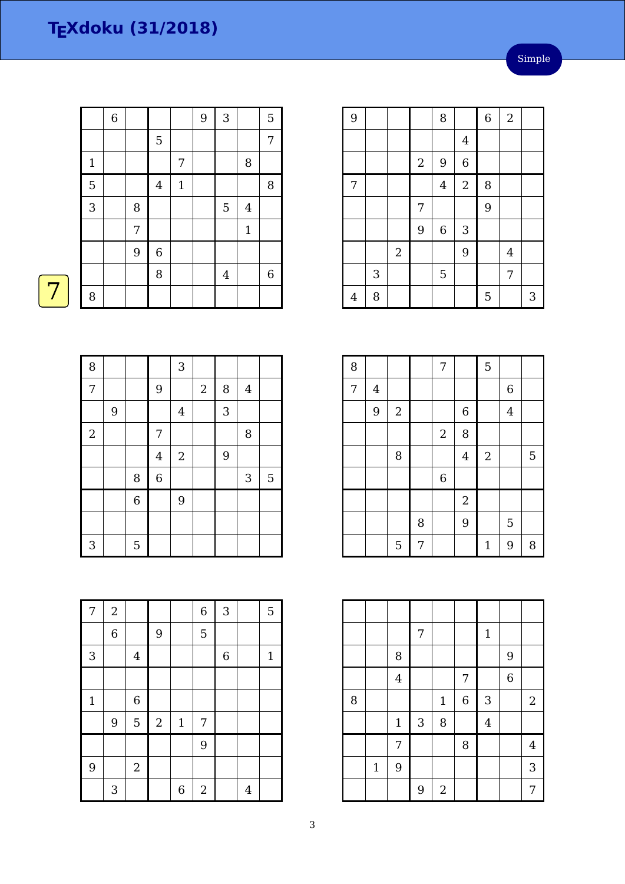# TEXdoku (31/2018)

Simple

7

| | | | | | | | | |
|---|---|---|---|---|---|---|---|---|
| | 6 | | | | 9 | 3 | | 5 |
| | | | 5 | | | | | 7 |
| 1 | | | | 7 | | | 8 | |
| 5 | | | 4 | 1 | | | | 8 |
| 3 | | 8 | | | | 5 | 4 | |
| | | 7 | | | | | 1 | |
| | | 9 | 6 | | | | | |
| | | | 8 | | | 4 | | 6 |
| 8 | | | | | | | | |

| | | | | | | | | |
|---|---|---|---|---|---|---|---|---|
| 9 | | | | 8 | | 6 | 2 | |
| | | | | | 4 | | | |
| | | | 2 | 9 | 6 | | | |
| 7 | | | | 4 | 2 | 8 | | |
| | | | 7 | | | 9 | | |
| | | | 9 | 6 | 3 | | | |
| | | 2 | | | 9 | | 4 | |
| | 3 | | | 5 | | | 7 | |
| 4 | 8 | | | | | 5 | | 3 |

| | | | | | | | | |
|---|---|---|---|---|---|---|---|---|
| 8 | | | | 3 | | | | |
| 7 | | | 9 | | 2 | 8 | 4 | |
| | 9 | | | 4 | | 3 | | |
| 2 | | | 7 | | | | 8 | |
| | | | 4 | 2 | | 9 | | |
| | | 8 | 6 | | | | 3 | 5 |
| | | 6 | | 9 | | | | |
| | | | | | | | | |
| 3 | | 5 | | | | | | |

| | | | | | | | | |
|---|---|---|---|---|---|---|---|---|
| 8 | | | | 7 | | 5 | | |
| 7 | 4 | | | | | | 6 | |
| | 9 | 2 | | | 6 | | 4 | |
| | | | | 2 | 8 | | | |
| | | 8 | | | 4 | 2 | | 5 |
| | | | | 6 | | | | |
| | | | | | 2 | | | |
| | | | 8 | | 9 | | 5 | |
| | | 5 | 7 | | | 1 | 9 | 8 |

| | | | | | | | | |
|---|---|---|---|---|---|---|---|---|
| 7 | 2 | | | | 6 | 3 | | 5 |
| | 6 | | 9 | | 5 | | | |
| 3 | | 4 | | | | 6 | | 1 |
| | | | | | | | | |
| 1 | | 6 | | | | | | |
| | 9 | 5 | 2 | 1 | 7 | | | |
| | | | | | 9 | | | |
| 9 | | 2 | | | | | | |
| | 3 | | | 6 | 2 | | 4 | |

| | | | | | | | | |
|---|---|---|---|---|---|---|---|---|
| | | | | | | | | |
| | | | 7 | | | 1 | | |
| | | 8 | | | | | 9 | |
| | | 4 | | | 7 | | 6 | |
| 8 | | | | 1 | 6 | 3 | | 2 |
| | | 1 | 3 | 8 | | 4 | | |
| | | 7 | | | 8 | | | 4 |
| | 1 | 9 | | | | | | 3 |
| | | | 9 | 2 | | | | 7 |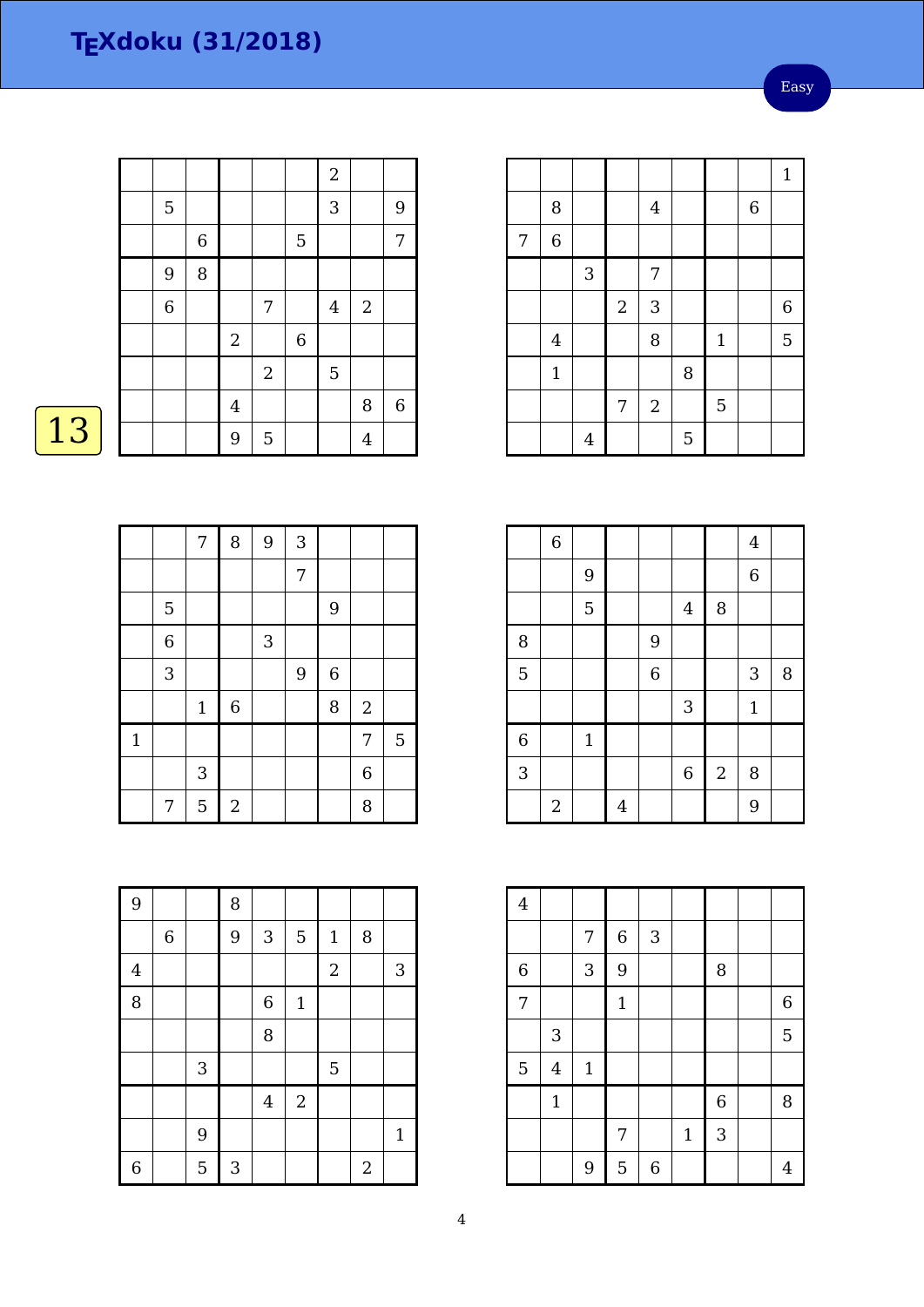# TEXdoku (31/2018)

Easy

13

|   |   |   |   |   |   |   |   |   |
|---|---|---|---|---|---|---|---|---|
|   |   |   |   |   |   | 2 |   |   |
|   | 5 |   |   |   |   | 3 |   | 9 |
|   |   | 6 |   |   | 5 |   |   | 7 |
|   | 9 | 8 |   |   |   |   |   |   |
|   | 6 |   |   | 7 |   | 4 | 2 |   |
|   |   |   | 2 |   | 6 |   |   |   |
|   |   |   |   | 2 |   | 5 |   |   |
|   |   |   | 4 |   |   |   | 8 | 6 |
|   |   |   | 9 | 5 |   |   | 4 |   |

|   |   |   |   |   |   |   |   |   |
|---|---|---|---|---|---|---|---|---|
|   |   |   |   |   |   |   |   | 1 |
|   | 8 |   |   | 4 |   |   | 6 |   |
| 7 | 6 |   |   |   |   |   |   |   |
|   |   | 3 |   | 7 |   |   |   |   |
|   |   |   | 2 | 3 |   |   |   | 6 |
|   | 4 |   |   | 8 |   | 1 |   | 5 |
|   | 1 |   |   |   | 8 |   |   |   |
|   |   |   | 7 | 2 |   | 5 |   |   |
|   |   | 4 |   |   | 5 |   |   |   |

|   |   |   |   |   |   |   |   |   |
|---|---|---|---|---|---|---|---|---|
|   |   | 7 | 8 | 9 | 3 |   |   |   |
|   |   |   |   |   | 7 |   |   |   |
|   | 5 |   |   |   |   | 9 |   |   |
|   | 6 |   |   | 3 |   |   |   |   |
|   | 3 |   |   |   | 9 | 6 |   |   |
|   |   | 1 | 6 |   |   | 8 | 2 |   |
| 1 |   |   |   |   |   |   | 7 | 5 |
|   |   | 3 |   |   |   |   | 6 |   |
|   | 7 | 5 | 2 |   |   |   | 8 |   |

|   |   |   |   |   |   |   |   |   |
|---|---|---|---|---|---|---|---|---|
|   | 6 |   |   |   |   |   | 4 |   |
|   |   | 9 |   |   |   |   | 6 |   |
|   |   | 5 |   |   | 4 | 8 |   |   |
| 8 |   |   |   | 9 |   |   |   |   |
| 5 |   |   |   | 6 |   |   | 3 | 8 |
|   |   |   |   |   | 3 |   | 1 |   |
| 6 |   | 1 |   |   |   |   |   |   |
| 3 |   |   |   |   | 6 | 2 | 8 |   |
|   | 2 |   | 4 |   |   |   | 9 |   |

|   |   |   |   |   |   |   |   |   |
|---|---|---|---|---|---|---|---|---|
| 9 |   |   | 8 |   |   |   |   |   |
|   | 6 |   | 9 | 3 | 5 | 1 | 8 |   |
| 4 |   |   |   |   |   | 2 |   | 3 |
| 8 |   |   |   | 6 | 1 |   |   |   |
|   |   |   |   | 8 |   |   |   |   |
|   |   | 3 |   |   |   | 5 |   |   |
|   |   |   |   | 4 | 2 |   |   |   |
|   |   | 9 |   |   |   |   |   | 1 |
| 6 |   | 5 | 3 |   |   |   | 2 |   |

|   |   |   |   |   |   |   |   |   |
|---|---|---|---|---|---|---|---|---|
| 4 |   |   |   |   |   |   |   |   |
|   |   | 7 | 6 | 3 |   |   |   |   |
| 6 |   | 3 | 9 |   |   | 8 |   |   |
| 7 |   |   | 1 |   |   |   |   | 6 |
|   | 3 |   |   |   |   |   |   | 5 |
| 5 | 4 | 1 |   |   |   |   |   |   |
|   | 1 |   |   |   |   | 6 |   | 8 |
|   |   |   | 7 |   | 1 | 3 |   |   |
|   |   | 9 | 5 | 6 |   |   |   | 4 |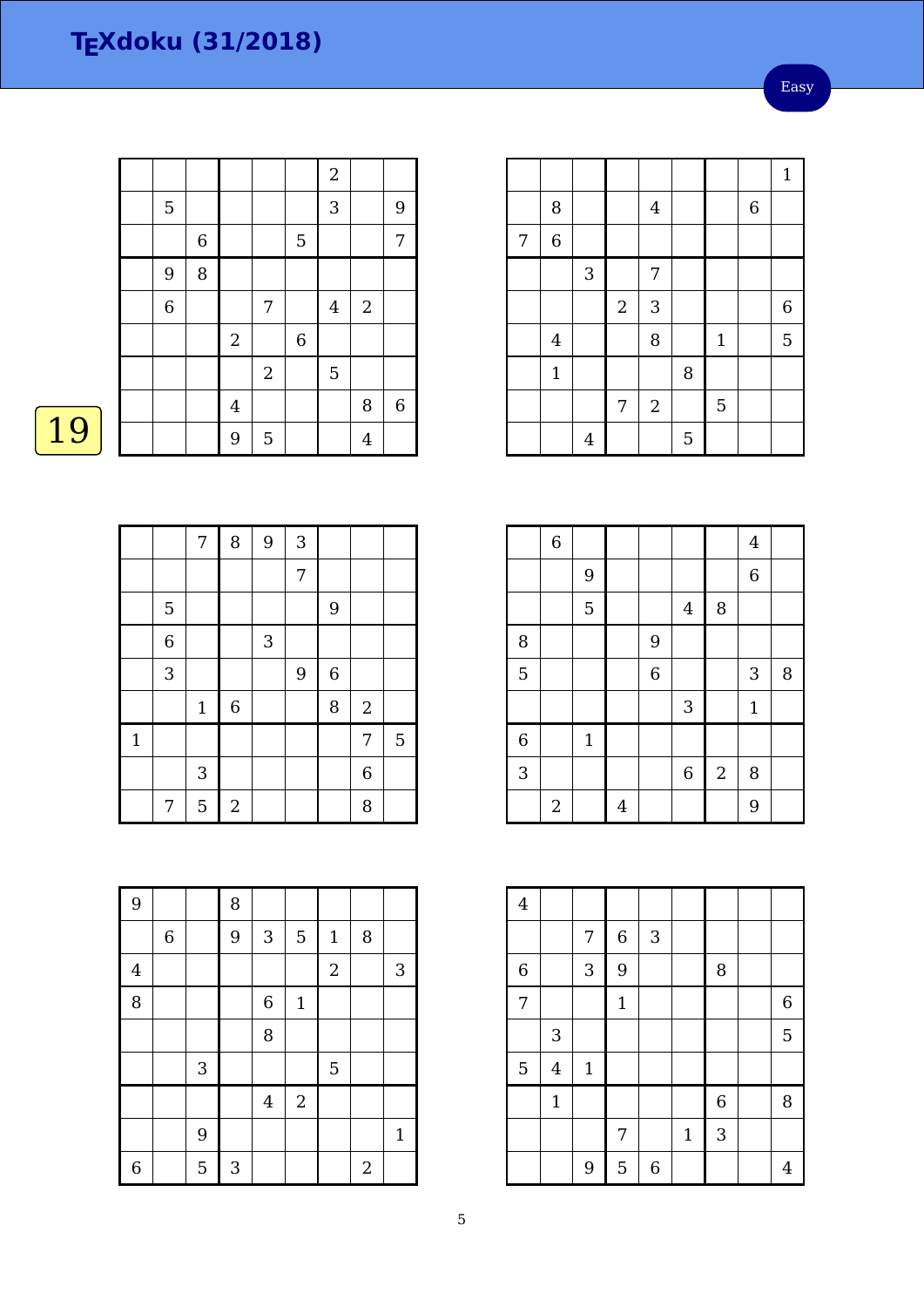# TEXdoku (31/2018)

Easy

19

|   |   |   |   |   |   |   |   |   |
|---|---|---|---|---|---|---|---|---|
|   |   |   |   |   |   | 2 |   |   |
|   | 5 |   |   |   |   | 3 |   | 9 |
|   |   | 6 |   |   | 5 |   |   | 7 |
|   | 9 | 8 |   |   |   |   |   |   |
|   | 6 |   |   | 7 |   | 4 | 2 |   |
|   |   |   | 2 |   | 6 |   |   |   |
|   |   |   |   | 2 |   | 5 |   |   |
|   |   |   | 4 |   |   |   | 8 | 6 |
|   |   |   | 9 | 5 |   |   | 4 |   |

|   |   |   |   |   |   |   |   |   |
|---|---|---|---|---|---|---|---|---|
|   |   |   |   |   |   |   |   | 1 |
|   | 8 |   |   | 4 |   |   | 6 |   |
| 7 | 6 |   |   |   |   |   |   |   |
|   |   | 3 |   | 7 |   |   |   |   |
|   |   |   | 2 | 3 |   |   |   | 6 |
|   | 4 |   |   | 8 |   | 1 |   | 5 |
|   | 1 |   |   |   | 8 |   |   |   |
|   |   |   | 7 | 2 |   | 5 |   |   |
|   |   | 4 |   |   | 5 |   |   |   |

|   |   |   |   |   |   |   |   |   |
|---|---|---|---|---|---|---|---|---|
|   |   | 7 | 8 | 9 | 3 |   |   |   |
|   |   |   |   |   | 7 |   |   |   |
|   | 5 |   |   |   |   | 9 |   |   |
|   | 6 |   |   | 3 |   |   |   |   |
|   | 3 |   |   |   | 9 | 6 |   |   |
|   |   | 1 | 6 |   |   | 8 | 2 |   |
| 1 |   |   |   |   |   |   | 7 | 5 |
|   |   | 3 |   |   |   |   | 6 |   |
|   | 7 | 5 | 2 |   |   |   | 8 |   |

|   |   |   |   |   |   |   |   |   |
|---|---|---|---|---|---|---|---|---|
|   | 6 |   |   |   |   |   | 4 |   |
|   |   | 9 |   |   |   |   | 6 |   |
|   |   | 5 |   |   | 4 | 8 |   |   |
| 8 |   |   |   | 9 |   |   |   |   |
| 5 |   |   |   | 6 |   |   | 3 | 8 |
|   |   |   |   |   | 3 |   | 1 |   |
| 6 |   | 1 |   |   |   |   |   |   |
| 3 |   |   |   |   | 6 | 2 | 8 |   |
|   | 2 |   | 4 |   |   |   | 9 |   |

|   |   |   |   |   |   |   |   |   |
|---|---|---|---|---|---|---|---|---|
| 9 |   |   | 8 |   |   |   |   |   |
|   | 6 |   | 9 | 3 | 5 | 1 | 8 |   |
| 4 |   |   |   |   |   | 2 |   | 3 |
| 8 |   |   |   | 6 | 1 |   |   |   |
|   |   |   |   | 8 |   |   |   |   |
|   |   | 3 |   |   |   | 5 |   |   |
|   |   |   |   | 4 | 2 |   |   |   |
|   |   | 9 |   |   |   |   |   | 1 |
| 6 |   | 5 | 3 |   |   |   | 2 |   |

|   |   |   |   |   |   |   |   |   |
|---|---|---|---|---|---|---|---|---|
| 4 |   |   |   |   |   |   |   |   |
|   |   | 7 | 6 | 3 |   |   |   |   |
| 6 |   | 3 | 9 |   |   | 8 |   |   |
| 7 |   |   | 1 |   |   |   |   | 6 |
|   | 3 |   |   |   |   |   |   | 5 |
| 5 | 4 | 1 |   |   |   |   |   |   |
|   | 1 |   |   |   |   | 6 |   | 8 |
|   |   |   | 7 |   | 1 | 3 |   |   |
|   |   | 9 | 5 | 6 |   |   |   | 4 |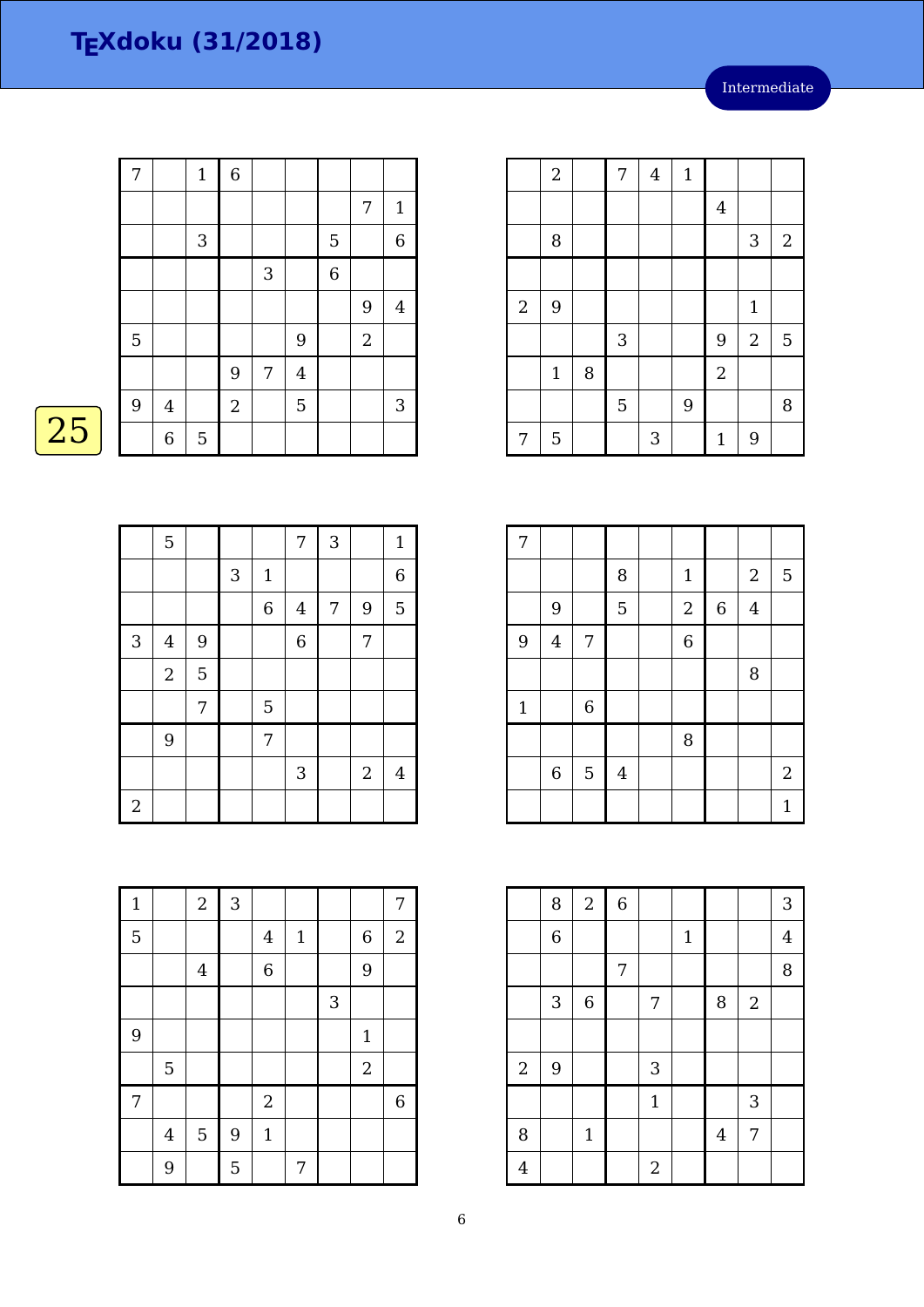# TEXdoku (31/2018)

Intermediate

25

|   |   |   |   |   |   |   |   |   |
|---|---|---|---|---|---|---|---|---|
| 7 |   | 1 | 6 |   |   |   |   |   |
|   |   |   |   |   |   |   | 7 | 1 |
|   |   | 3 |   |   |   | 5 |   | 6 |
|   |   |   |   | 3 |   | 6 |   |   |
|   |   |   |   |   |   |   | 9 | 4 |
| 5 |   |   |   |   | 9 |   | 2 |   |
|   |   |   | 9 | 7 | 4 |   |   |   |
| 9 | 4 |   | 2 |   | 5 |   |   | 3 |
|   | 6 | 5 |   |   |   |   |   |   |

|   |   |   |   |   |   |   |   |   |
|---|---|---|---|---|---|---|---|---|
|   | 2 |   | 7 | 4 | 1 |   |   |   |
|   |   |   |   |   |   | 4 |   |   |
|   | 8 |   |   |   |   |   | 3 | 2 |
|   |   |   |   |   |   |   |   |   |
| 2 | 9 |   |   |   |   |   | 1 |   |
|   |   |   | 3 |   |   | 9 | 2 | 5 |
|   | 1 | 8 |   |   |   | 2 |   |   |
|   |   |   | 5 |   | 9 |   |   | 8 |
| 7 | 5 |   |   | 3 |   | 1 | 9 |   |

|   |   |   |   |   |   |   |   |   |
|---|---|---|---|---|---|---|---|---|
|   | 5 |   |   |   | 7 | 3 |   | 1 |
|   |   |   | 3 | 1 |   |   |   | 6 |
|   |   |   |   | 6 | 4 | 7 | 9 | 5 |
| 3 | 4 | 9 |   |   | 6 |   | 7 |   |
|   | 2 | 5 |   |   |   |   |   |   |
|   |   | 7 |   | 5 |   |   |   |   |
|   | 9 |   |   | 7 |   |   |   |   |
|   |   |   |   |   | 3 |   | 2 | 4 |
| 2 |   |   |   |   |   |   |   |   |

|   |   |   |   |   |   |   |   |   |
|---|---|---|---|---|---|---|---|---|
| 7 |   |   |   |   |   |   |   |   |
|   |   |   | 8 |   | 1 |   | 2 | 5 |
|   | 9 |   | 5 |   | 2 | 6 | 4 |   |
| 9 | 4 | 7 |   |   | 6 |   |   |   |
|   |   |   |   |   |   |   | 8 |   |
| 1 |   | 6 |   |   |   |   |   |   |
|   |   |   |   |   | 8 |   |   |   |
|   | 6 | 5 | 4 |   |   |   |   | 2 |
|   |   |   |   |   |   |   |   | 1 |

|   |   |   |   |   |   |   |   |   |
|---|---|---|---|---|---|---|---|---|
| 1 |   | 2 | 3 |   |   |   |   | 7 |
| 5 |   |   |   | 4 | 1 |   | 6 | 2 |
|   |   | 4 |   | 6 |   |   | 9 |   |
|   |   |   |   |   |   | 3 |   |   |
| 9 |   |   |   |   |   |   | 1 |   |
|   | 5 |   |   |   |   |   | 2 |   |
| 7 |   |   |   | 2 |   |   |   | 6 |
|   | 4 | 5 | 9 | 1 |   |   |   |   |
|   | 9 |   | 5 |   | 7 |   |   |   |

|   |   |   |   |   |   |   |   |   |
|---|---|---|---|---|---|---|---|---|
|   | 8 | 2 | 6 |   |   |   |   | 3 |
|   | 6 |   |   |   | 1 |   |   | 4 |
|   |   |   | 7 |   |   |   |   | 8 |
|   | 3 | 6 |   | 7 |   | 8 | 2 |   |
|   |   |   |   |   |   |   |   |   |
| 2 | 9 |   |   | 3 |   |   |   |   |
|   |   |   |   | 1 |   |   | 3 |   |
| 8 |   | 1 |   |   |   | 4 | 7 |   |
| 4 |   |   |   | 2 |   |   |   |   |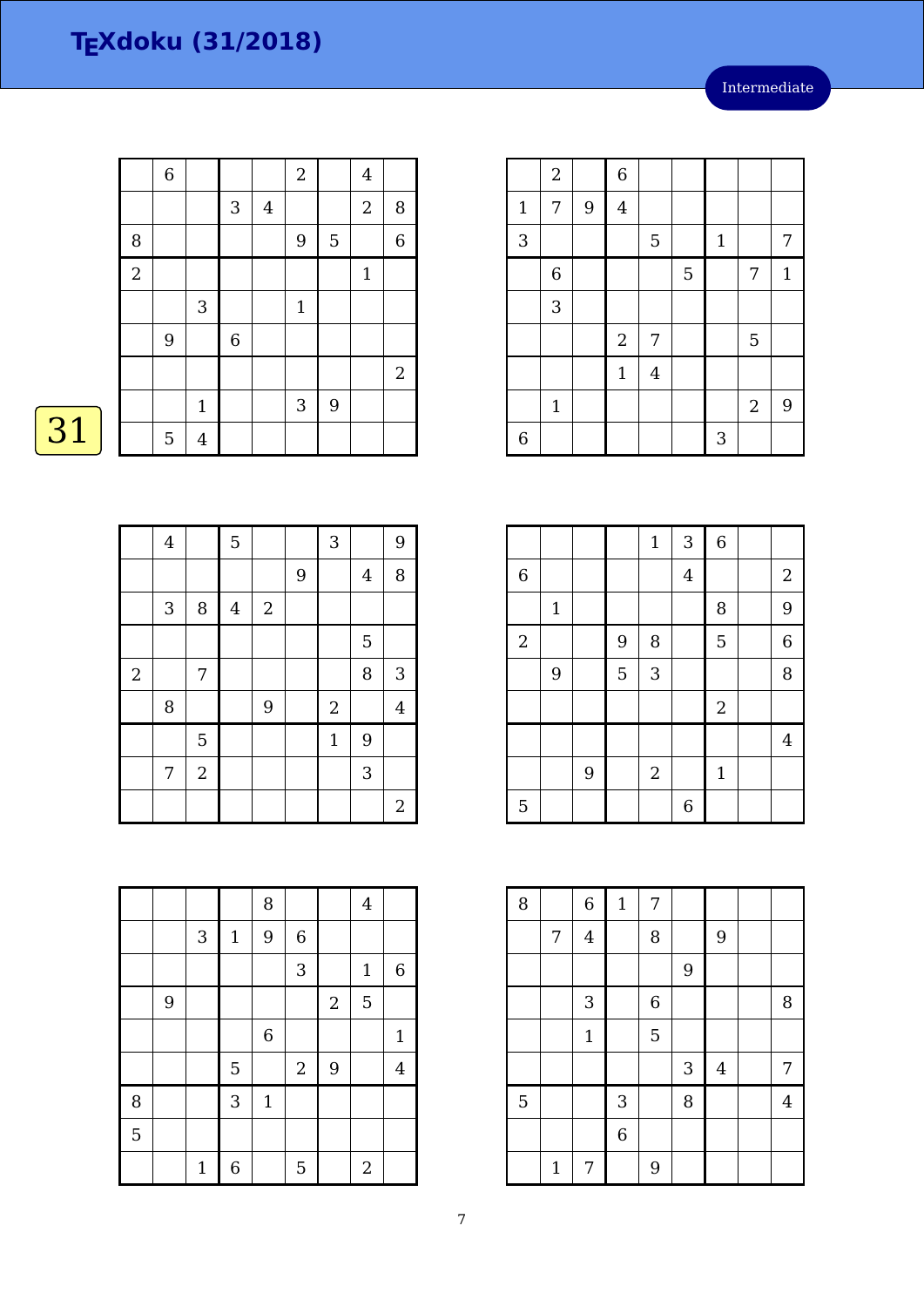# TEXdoku (31/2018)

Intermediate

31

| | | | | | | | | |
|---|---|---|---|---|---|---|---|---|
| | 6 | | | | 2 | | 4 | |
| | | | 3 | 4 | | | 2 | 8 |
| 8 | | | | | 9 | 5 | | 6 |
| 2 | | | | | | | 1 | |
| | | 3 | | | 1 | | | |
| | 9 | | 6 | | | | | |
| | | | | | | | | 2 |
| | | 1 | | | 3 | 9 | | |
| | 5 | 4 | | | | | | |

| | | | | | | | | |
|---|---|---|---|---|---|---|---|---|
| | 2 | | 6 | | | | | |
| 1 | 7 | 9 | 4 | | | | | |
| 3 | | | | 5 | | 1 | | 7 |
| | 6 | | | | 5 | | 7 | 1 |
| | 3 | | | | | | | |
| | | | 2 | 7 | | | 5 | |
| | | | 1 | 4 | | | | |
| | 1 | | | | | | 2 | 9 |
| 6 | | | | | | 3 | | |

| | | | | | | | | |
|---|---|---|---|---|---|---|---|---|
| | 4 | | 5 | | | 3 | | 9 |
| | | | | | 9 | | 4 | 8 |
| | 3 | 8 | 4 | 2 | | | | |
| | | | | | | | 5 | |
| 2 | | 7 | | | | | 8 | 3 |
| | 8 | | | 9 | | 2 | | 4 |
| | | 5 | | | | 1 | 9 | |
| | 7 | 2 | | | | | 3 | |
| | | | | | | | | 2 |

| | | | | | | | | |
|---|---|---|---|---|---|---|---|---|
| | | | | 1 | 3 | 6 | | |
| 6 | | | | | 4 | | | 2 |
| | 1 | | | | | 8 | | 9 |
| 2 | | | 9 | 8 | | 5 | | 6 |
| | 9 | | 5 | 3 | | | | 8 |
| | | | | | | 2 | | |
| | | | | | | | | 4 |
| | | 9 | | 2 | | 1 | | |
| 5 | | | | | 6 | | | |

| | | | | | | | | |
|---|---|---|---|---|---|---|---|---|
| | | | | 8 | | | 4 | |
| | | 3 | 1 | 9 | 6 | | | |
| | | | | | 3 | | 1 | 6 |
| | 9 | | | | | 2 | 5 | |
| | | | | 6 | | | | 1 |
| | | | 5 | | 2 | 9 | | 4 |
| 8 | | | 3 | 1 | | | | |
| 5 | | | | | | | | |
| | | 1 | 6 | | 5 | | 2 | |

| | | | | | | | | |
|---|---|---|---|---|---|---|---|---|
| 8 | | 6 | 1 | 7 | | | | |
| | 7 | 4 | | 8 | | 9 | | |
| | | | | | 9 | | | |
| | | 3 | | 6 | | | | 8 |
| | | 1 | | 5 | | | | |
| | | | | | 3 | 4 | | 7 |
| 5 | | | 3 | | 8 | | | 4 |
| | | | 6 | | | | | |
| | 1 | 7 | | 9 | | | | |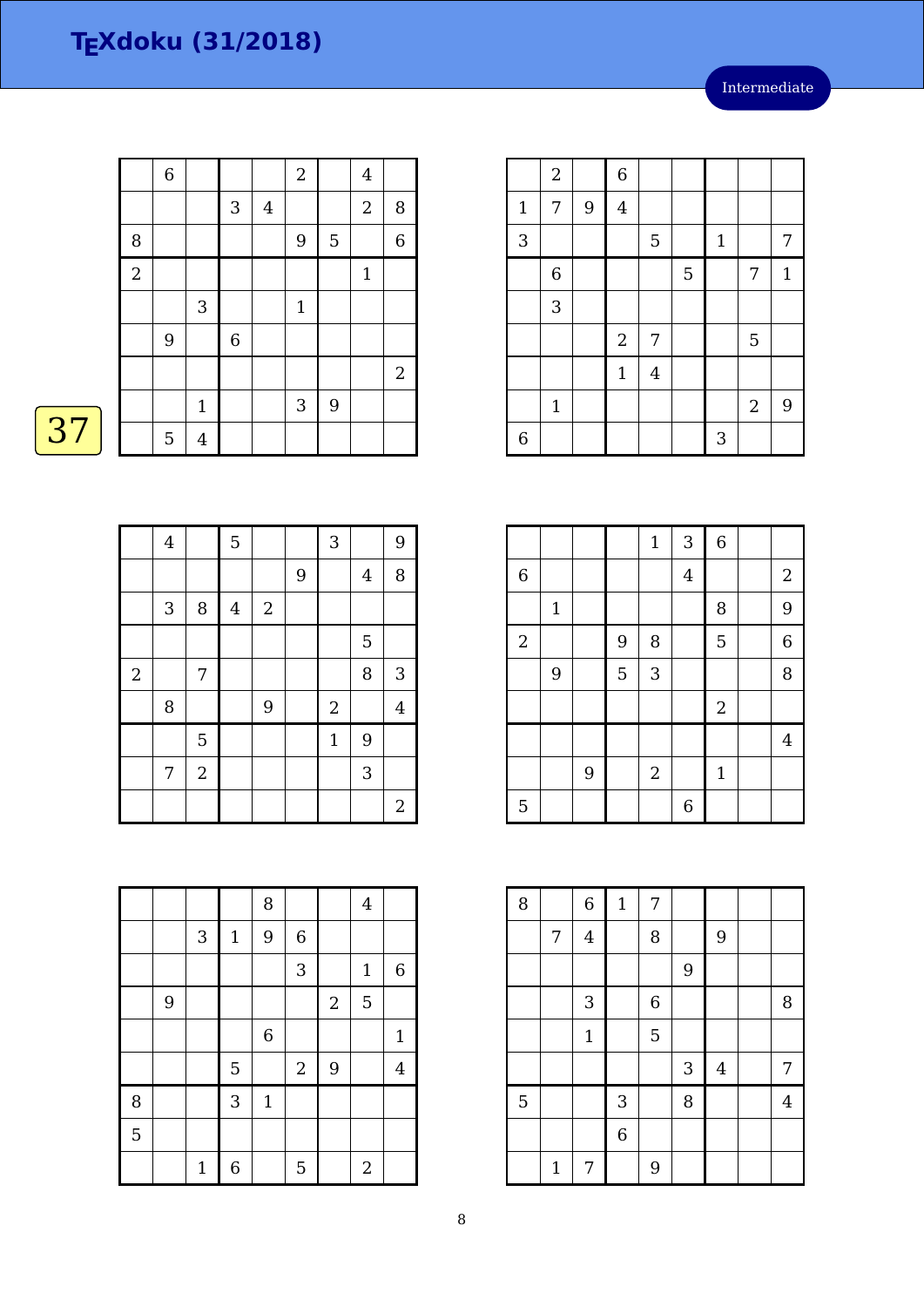# TEXdoku (31/2018)

Intermediate

37

| | | | | | | | | |
|---|---|---|---|---|---|---|---|---|
| | 6 | | | | 2 | | 4 | |
| | | | 3 | 4 | | | 2 | 8 |
| 8 | | | | | 9 | 5 | | 6 |
| 2 | | | | | | | 1 | |
| | | 3 | | | 1 | | | |
| | 9 | | 6 | | | | | |
| | | | | | | | | 2 |
| | | 1 | | | 3 | 9 | | |
| | 5 | 4 | | | | | | |

| | | | | | | | | |
|---|---|---|---|---|---|---|---|---|
| | 2 | | 6 | | | | | |
| 1 | 7 | 9 | 4 | | | | | |
| 3 | | | | 5 | | 1 | | 7 |
| | 6 | | | | 5 | | 7 | 1 |
| | 3 | | | | | | | |
| | | | 2 | 7 | | | 5 | |
| | | | 1 | 4 | | | | |
| | 1 | | | | | | 2 | 9 |
| 6 | | | | | | 3 | | |

| | | | | | | | | |
|---|---|---|---|---|---|---|---|---|
| | 4 | | 5 | | | 3 | | 9 |
| | | | | | 9 | | 4 | 8 |
| | 3 | 8 | 4 | 2 | | | | |
| | | | | | | | 5 | |
| 2 | | 7 | | | | | 8 | 3 |
| | 8 | | | 9 | | 2 | | 4 |
| | | 5 | | | | 1 | 9 | |
| | 7 | 2 | | | | | 3 | |
| | | | | | | | | 2 |

| | | | | | | | | |
|---|---|---|---|---|---|---|---|---|
| | | | | 1 | 3 | 6 | | |
| 6 | | | | | 4 | | | 2 |
| | 1 | | | | | 8 | | 9 |
| 2 | | | 9 | 8 | | 5 | | 6 |
| | 9 | | 5 | 3 | | | | 8 |
| | | | | | | 2 | | |
| | | | | | | | | 4 |
| | | 9 | | 2 | | 1 | | |
| 5 | | | | | 6 | | | |

| | | | | | | | | |
|---|---|---|---|---|---|---|---|---|
| | | | | 8 | | | 4 | |
| | | 3 | 1 | 9 | 6 | | | |
| | | | | | 3 | | 1 | 6 |
| | 9 | | | | | 2 | 5 | |
| | | | | 6 | | | | 1 |
| | | | 5 | | 2 | 9 | | 4 |
| 8 | | | 3 | 1 | | | | |
| 5 | | | | | | | | |
| | | 1 | 6 | | 5 | | 2 | |

| | | | | | | | | |
|---|---|---|---|---|---|---|---|---|
| 8 | | 6 | 1 | 7 | | | | |
| | 7 | 4 | | 8 | | 9 | | |
| | | | | | 9 | | | |
| | | 3 | | 6 | | | | 8 |
| | | 1 | | 5 | | | | |
| | | | | | 3 | 4 | | 7 |
| 5 | | | 3 | | 8 | | | 4 |
| | | | 6 | | | | | |
| | 1 | 7 | | 9 | | | | |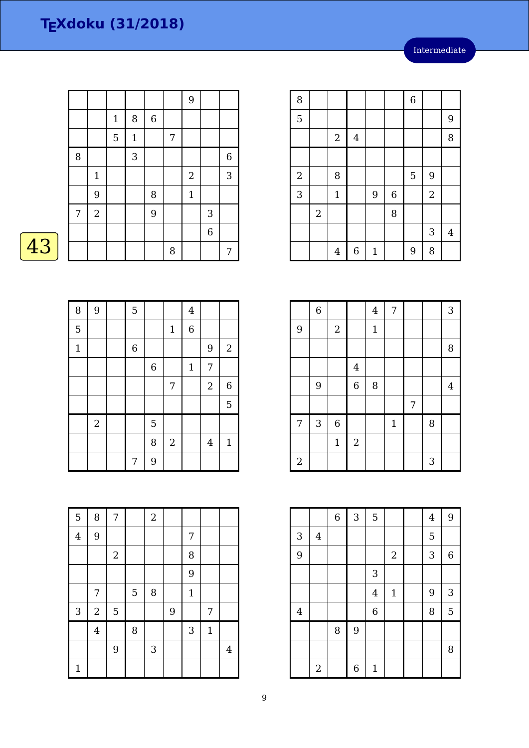# TEXdoku (31/2018)

Intermediate

43

| | | | | | | | | |
|---|---|---|---|---|---|---|---|---|
| | | | | | | 9 | | |
| | | 1 | 8 | 6 | | | | |
| | | 5 | 1 | | 7 | | | |
| 8 | | | 3 | | | | | 6 |
| | 1 | | | | | 2 | | 3 |
| | 9 | | | 8 | | 1 | | |
| 7 | 2 | | | 9 | | | 3 | |
| | | | | | | | 6 | |
| | | | | | 8 | | | 7 |

| | | | | | | | | |
|---|---|---|---|---|---|---|---|---|
| 8 | | | | | | 6 | | |
| 5 | | | | | | | | 9 |
| | | 2 | 4 | | | | | 8 |
| | | | | | | | | |
| 2 | | 8 | | | | 5 | 9 | |
| 3 | | 1 | | 9 | 6 | | 2 | |
| | 2 | | | | 8 | | | |
| | | | | | | | 3 | 4 |
| | | 4 | 6 | 1 | | 9 | 8 | |

| | | | | | | | | |
|---|---|---|---|---|---|---|---|---|
| 8 | 9 | | 5 | | | 4 | | |
| 5 | | | | | 1 | 6 | | |
| 1 | | | 6 | | | | 9 | 2 |
| | | | | 6 | | 1 | 7 | |
| | | | | | 7 | | 2 | 6 |
| | | | | | | | | 5 |
| | 2 | | | 5 | | | | |
| | | | | 8 | 2 | | 4 | 1 |
| | | | 7 | 9 | | | | |

| | | | | | | | | |
|---|---|---|---|---|---|---|---|---|
| | 6 | | | 4 | 7 | | | 3 |
| 9 | | 2 | | 1 | | | | |
| | | | | | | | | 8 |
| | | | 4 | | | | | |
| | 9 | | 6 | 8 | | | | 4 |
| | | | | | | 7 | | |
| 7 | 3 | 6 | | | 1 | | 8 | |
| | | 1 | 2 | | | | | |
| 2 | | | | | | | 3 | |

| | | | | | | | | |
|---|---|---|---|---|---|---|---|---|
| 5 | 8 | 7 | | 2 | | | | |
| 4 | 9 | | | | | 7 | | |
| | | 2 | | | | 8 | | |
| | | | | | | 9 | | |
| | 7 | | 5 | 8 | | 1 | | |
| 3 | 2 | 5 | | | 9 | | 7 | |
| | 4 | | 8 | | | 3 | 1 | |
| | | 9 | | 3 | | | | 4 |
| 1 | | | | | | | | |

| | | | | | | | | |
|---|---|---|---|---|---|---|---|---|
| | | 6 | 3 | 5 | | | 4 | 9 |
| 3 | 4 | | | | | | 5 | |
| 9 | | | | | 2 | | 3 | 6 |
| | | | | 3 | | | | |
| | | | | 4 | 1 | | 9 | 3 |
| 4 | | | | 6 | | | 8 | 5 |
| | | 8 | 9 | | | | | |
| | | | | | | | | 8 |
| | 2 | | 6 | 1 | | | | |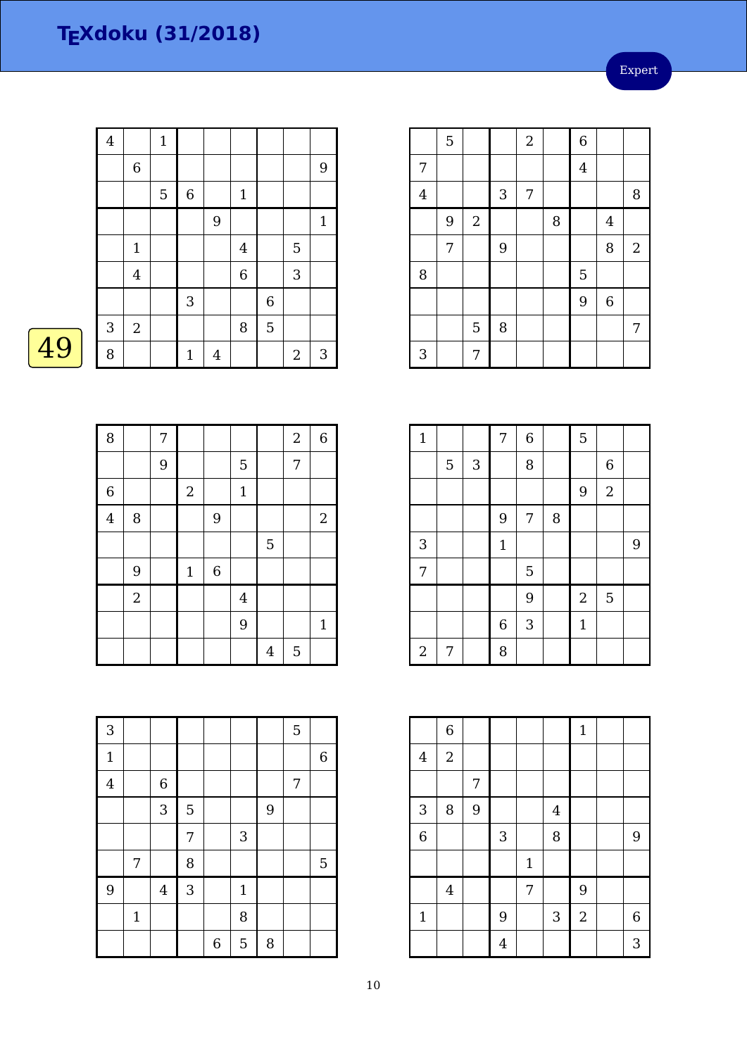# TEXdoku (31/2018)

Expert

49

| | | | | | | | | |
|---|---|---|---|---|---|---|---|---|
| 4 | | 1 | | | | | | |
| | 6 | | | | | | | 9 |
| | | 5 | 6 | | 1 | | | |
| | | | | 9 | | | | 1 |
| | 1 | | | | 4 | | 5 | |
| | 4 | | | | 6 | | 3 | |
| | | | 3 | | | 6 | | |
| 3 | 2 | | | | 8 | 5 | | |
| 8 | | | 1 | 4 | | | 2 | 3 |

| | | | | | | | | |
|---|---|---|---|---|---|---|---|---|
| | 5 | | | 2 | | 6 | | |
| 7 | | | | | | 4 | | |
| 4 | | | 3 | 7 | | | | 8 |
| | 9 | 2 | | | 8 | | 4 | |
| | 7 | | 9 | | | | 8 | 2 |
| 8 | | | | | | 5 | | |
| | | | | | | 9 | 6 | |
| | | 5 | 8 | | | | | 7 |
| 3 | | 7 | | | | | | |

| | | | | | | | | |
|---|---|---|---|---|---|---|---|---|
| 8 | | 7 | | | | | 2 | 6 |
| | | 9 | | | 5 | | 7 | |
| 6 | | | 2 | | 1 | | | |
| 4 | 8 | | | 9 | | | | 2 |
| | | | | | | 5 | | |
| | 9 | | 1 | 6 | | | | |
| | 2 | | | | 4 | | | |
| | | | | | 9 | | | 1 |
| | | | | | | 4 | 5 | |

| | | | | | | | | |
|---|---|---|---|---|---|---|---|---|
| 1 | | | 7 | 6 | | 5 | | |
| | 5 | 3 | | 8 | | | 6 | |
| | | | | | | 9 | 2 | |
| | | | 9 | 7 | 8 | | | |
| 3 | | | 1 | | | | | 9 |
| 7 | | | | 5 | | | | |
| | | | | 9 | | 2 | 5 | |
| | | | 6 | 3 | | 1 | | |
| 2 | 7 | | 8 | | | | | |

| | | | | | | | | |
|---|---|---|---|---|---|---|---|---|
| 3 | | | | | | | 5 | |
| 1 | | | | | | | | 6 |
| 4 | | 6 | | | | | 7 | |
| | | 3 | 5 | | | 9 | | |
| | | | 7 | | 3 | | | |
| | 7 | | 8 | | | | | 5 |
| 9 | | 4 | 3 | | 1 | | | |
| | 1 | | | | 8 | | | |
| | | | | 6 | 5 | 8 | | |

| | | | | | | | | |
|---|---|---|---|---|---|---|---|---|
| | 6 | | | | | 1 | | |
| 4 | 2 | | | | | | | |
| | | 7 | | | | | | |
| 3 | 8 | 9 | | | 4 | | | |
| 6 | | | 3 | | 8 | | | 9 |
| | | | | 1 | | | | |
| | 4 | | | 7 | | 9 | | |
| 1 | | | 9 | | 3 | 2 | | 6 |
| | | | 4 | | | | | 3 |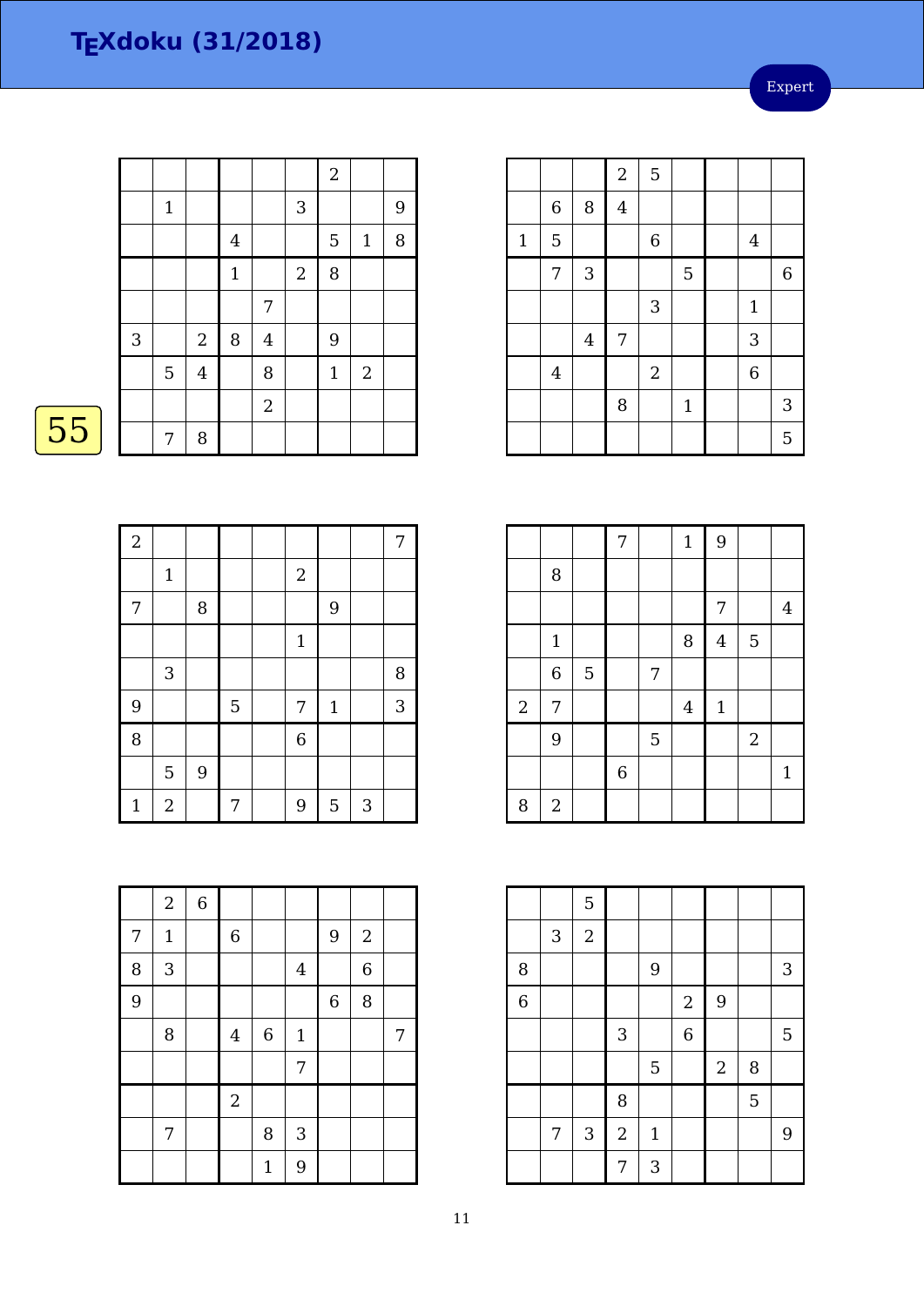# TEXdoku (31/2018)

Expert

55

| | | | | | | | | |
|---|---|---|---|---|---|---|---|---|
| | | | | | | 2 | | |
| | 1 | | | | 3 | | | 9 |
| | | | 4 | | | 5 | 1 | 8 |
| | | | 1 | | 2 | 8 | | |
| | | | | 7 | | | | |
| 3 | | 2 | 8 | 4 | | 9 | | |
| | 5 | 4 | | 8 | | 1 | 2 | |
| | | | | 2 | | | | |
| | 7 | 8 | | | | | | |

| | | | | | | | | |
|---|---|---|---|---|---|---|---|---|
| | | | 2 | 5 | | | | |
| | 6 | 8 | 4 | | | | | |
| 1 | 5 | | | 6 | | | 4 | |
| | 7 | 3 | | | 5 | | | 6 |
| | | | | 3 | | | 1 | |
| | | 4 | 7 | | | | 3 | |
| | 4 | | | 2 | | | 6 | |
| | | | 8 | | 1 | | | 3 |
| | | | | | | | | 5 |

| | | | | | | | | |
|---|---|---|---|---|---|---|---|---|
| 2 | | | | | | | | 7 |
| | 1 | | | | 2 | | | |
| 7 | | 8 | | | | 9 | | |
| | | | | | 1 | | | |
| | 3 | | | | | | | 8 |
| 9 | | | 5 | | 7 | 1 | | 3 |
| 8 | | | | | 6 | | | |
| | 5 | 9 | | | | | | |
| 1 | 2 | | 7 | | 9 | 5 | 3 | |

| | | | | | | | | |
|---|---|---|---|---|---|---|---|---|
| | | | 7 | | 1 | 9 | | |
| | 8 | | | | | | | |
| | | | | | | 7 | | 4 |
| | 1 | | | | 8 | 4 | 5 | |
| | 6 | 5 | | 7 | | | | |
| 2 | 7 | | | | 4 | 1 | | |
| | 9 | | | 5 | | | 2 | |
| | | | 6 | | | | | 1 |
| 8 | 2 | | | | | | | |

| | | | | | | | | |
|---|---|---|---|---|---|---|---|---|
| | 2 | 6 | | | | | | |
| 7 | 1 | | 6 | | | 9 | 2 | |
| 8 | 3 | | | | 4 | | 6 | |
| 9 | | | | | | 6 | 8 | |
| | 8 | | 4 | 6 | 1 | | | 7 |
| | | | | | 7 | | | |
| | | | 2 | | | | | |
| | 7 | | | 8 | 3 | | | |
| | | | | 1 | 9 | | | |

| | | | | | | | | |
|---|---|---|---|---|---|---|---|---|
| | | 5 | | | | | | |
| | 3 | 2 | | | | | | |
| 8 | | | | 9 | | | | 3 |
| 6 | | | | | 2 | 9 | | |
| | | | 3 | | 6 | | | 5 |
| | | | | 5 | | 2 | 8 | |
| | | | 8 | | | | 5 | |
| | 7 | 3 | 2 | 1 | | | | 9 |
| | | | 7 | 3 | | | | |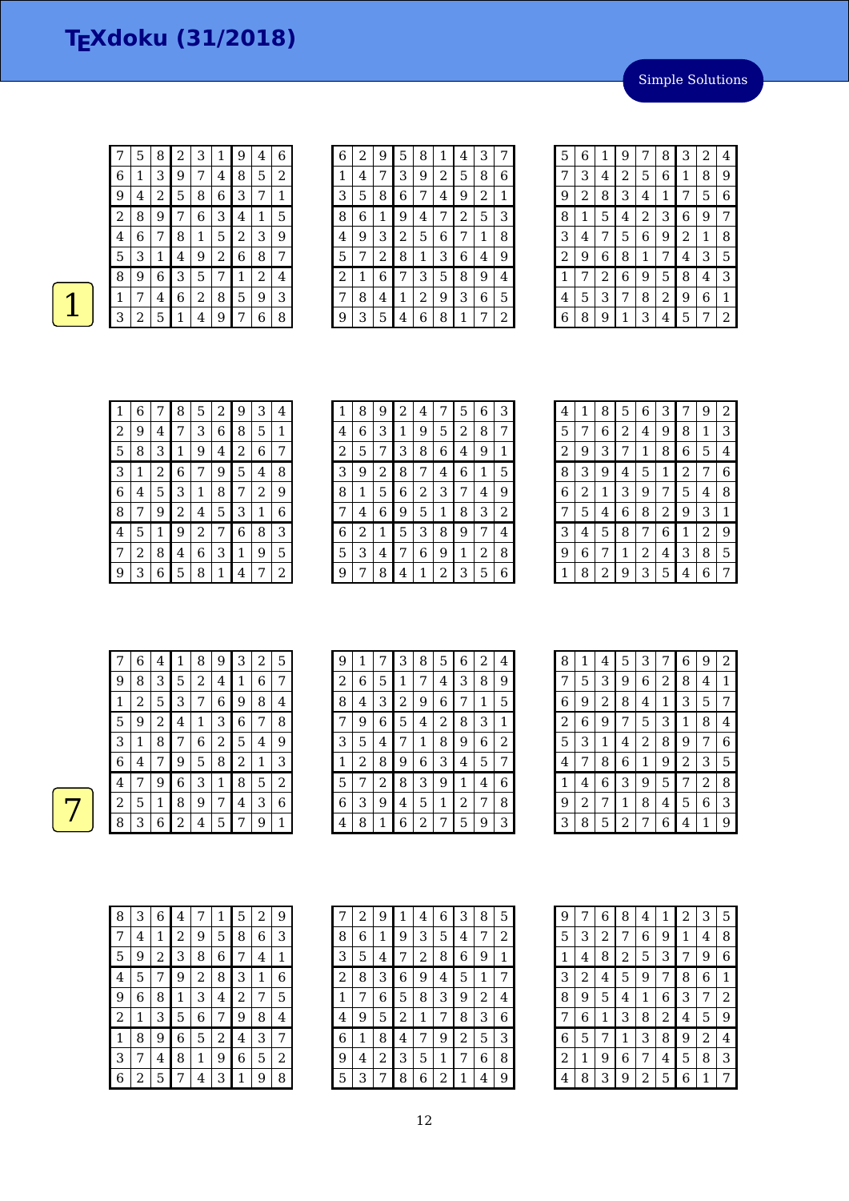# TEXdoku (31/2018)

Simple Solutions

1

| 7 | 5 | 8 | 2 | 3 | 1 | 9 | 4 | 6 |
|---|---|---|---|---|---|---|---|---|
| 6 | 1 | 3 | 9 | 7 | 4 | 8 | 5 | 2 |
| 9 | 4 | 2 | 5 | 8 | 6 | 3 | 7 | 1 |
| 2 | 8 | 9 | 7 | 6 | 3 | 4 | 1 | 5 |
| 4 | 6 | 7 | 8 | 1 | 5 | 2 | 3 | 9 |
| 5 | 3 | 1 | 4 | 9 | 2 | 6 | 8 | 7 |
| 8 | 9 | 6 | 3 | 5 | 7 | 1 | 2 | 4 |
| 1 | 7 | 4 | 6 | 2 | 8 | 5 | 9 | 3 |
| 3 | 2 | 5 | 1 | 4 | 9 | 7 | 6 | 8 |

| 6 | 2 | 9 | 5 | 8 | 1 | 4 | 3 | 7 |
|---|---|---|---|---|---|---|---|---|
| 1 | 4 | 7 | 3 | 9 | 2 | 5 | 8 | 6 |
| 3 | 5 | 8 | 6 | 7 | 4 | 9 | 2 | 1 |
| 8 | 6 | 1 | 9 | 4 | 7 | 2 | 5 | 3 |
| 4 | 9 | 3 | 2 | 5 | 6 | 7 | 1 | 8 |
| 5 | 7 | 2 | 8 | 1 | 3 | 6 | 4 | 9 |
| 2 | 1 | 6 | 7 | 3 | 5 | 8 | 9 | 4 |
| 7 | 8 | 4 | 1 | 2 | 9 | 3 | 6 | 5 |
| 9 | 3 | 5 | 4 | 6 | 8 | 1 | 7 | 2 |

| 5 | 6 | 1 | 9 | 7 | 8 | 3 | 2 | 4 |
|---|---|---|---|---|---|---|---|---|
| 7 | 3 | 4 | 2 | 5 | 6 | 1 | 8 | 9 |
| 9 | 2 | 8 | 3 | 4 | 1 | 7 | 5 | 6 |
| 8 | 1 | 5 | 4 | 2 | 3 | 6 | 9 | 7 |
| 3 | 4 | 7 | 5 | 6 | 9 | 2 | 1 | 8 |
| 2 | 9 | 6 | 8 | 1 | 7 | 4 | 3 | 5 |
| 1 | 7 | 2 | 6 | 9 | 5 | 8 | 4 | 3 |
| 4 | 5 | 3 | 7 | 8 | 2 | 9 | 6 | 1 |
| 6 | 8 | 9 | 1 | 3 | 4 | 5 | 7 | 2 |

| 1 | 6 | 7 | 8 | 5 | 2 | 9 | 3 | 4 |
|---|---|---|---|---|---|---|---|---|
| 2 | 9 | 4 | 7 | 3 | 6 | 8 | 5 | 1 |
| 5 | 8 | 3 | 1 | 9 | 4 | 2 | 6 | 7 |
| 3 | 1 | 2 | 6 | 7 | 9 | 5 | 4 | 8 |
| 6 | 4 | 5 | 3 | 1 | 8 | 7 | 2 | 9 |
| 8 | 7 | 9 | 2 | 4 | 5 | 3 | 1 | 6 |
| 4 | 5 | 1 | 9 | 2 | 7 | 6 | 8 | 3 |
| 7 | 2 | 8 | 4 | 6 | 3 | 1 | 9 | 5 |
| 9 | 3 | 6 | 5 | 8 | 1 | 4 | 7 | 2 |

| 1 | 8 | 9 | 2 | 4 | 7 | 5 | 6 | 3 |
|---|---|---|---|---|---|---|---|---|
| 4 | 6 | 3 | 1 | 9 | 5 | 2 | 8 | 7 |
| 2 | 5 | 7 | 3 | 8 | 6 | 4 | 9 | 1 |
| 3 | 9 | 2 | 8 | 7 | 4 | 6 | 1 | 5 |
| 8 | 1 | 5 | 6 | 2 | 3 | 7 | 4 | 9 |
| 7 | 4 | 6 | 9 | 5 | 1 | 8 | 3 | 2 |
| 6 | 2 | 1 | 5 | 3 | 8 | 9 | 7 | 4 |
| 5 | 3 | 4 | 7 | 6 | 9 | 1 | 2 | 8 |
| 9 | 7 | 8 | 4 | 1 | 2 | 3 | 5 | 6 |

| 4 | 1 | 8 | 5 | 6 | 3 | 7 | 9 | 2 |
|---|---|---|---|---|---|---|---|---|
| 5 | 7 | 6 | 2 | 4 | 9 | 8 | 1 | 3 |
| 2 | 9 | 3 | 7 | 1 | 8 | 6 | 5 | 4 |
| 8 | 3 | 9 | 4 | 5 | 1 | 2 | 7 | 6 |
| 6 | 2 | 1 | 3 | 9 | 7 | 5 | 4 | 8 |
| 7 | 5 | 4 | 6 | 8 | 2 | 9 | 3 | 1 |
| 3 | 4 | 5 | 8 | 7 | 6 | 1 | 2 | 9 |
| 9 | 6 | 7 | 1 | 2 | 4 | 3 | 8 | 5 |
| 1 | 8 | 2 | 9 | 3 | 5 | 4 | 6 | 7 |

7

| 7 | 6 | 4 | 1 | 8 | 9 | 3 | 2 | 5 |
|---|---|---|---|---|---|---|---|---|
| 9 | 8 | 3 | 5 | 2 | 4 | 1 | 6 | 7 |
| 1 | 2 | 5 | 3 | 7 | 6 | 9 | 8 | 4 |
| 5 | 9 | 2 | 4 | 1 | 3 | 6 | 7 | 8 |
| 3 | 1 | 8 | 7 | 6 | 2 | 5 | 4 | 9 |
| 6 | 4 | 7 | 9 | 5 | 8 | 2 | 1 | 3 |
| 4 | 7 | 9 | 6 | 3 | 1 | 8 | 5 | 2 |
| 2 | 5 | 1 | 8 | 9 | 7 | 4 | 3 | 6 |
| 8 | 3 | 6 | 2 | 4 | 5 | 7 | 9 | 1 |

| 9 | 1 | 7 | 3 | 8 | 5 | 6 | 2 | 4 |
|---|---|---|---|---|---|---|---|---|
| 2 | 6 | 5 | 1 | 7 | 4 | 3 | 8 | 9 |
| 8 | 4 | 3 | 2 | 9 | 6 | 7 | 1 | 5 |
| 7 | 9 | 6 | 5 | 4 | 2 | 8 | 3 | 1 |
| 3 | 5 | 4 | 7 | 1 | 8 | 9 | 6 | 2 |
| 1 | 2 | 8 | 9 | 6 | 3 | 4 | 5 | 7 |
| 5 | 7 | 2 | 8 | 3 | 9 | 1 | 4 | 6 |
| 6 | 3 | 9 | 4 | 5 | 1 | 2 | 7 | 8 |
| 4 | 8 | 1 | 6 | 2 | 7 | 5 | 9 | 3 |

| 8 | 1 | 4 | 5 | 3 | 7 | 6 | 9 | 2 |
|---|---|---|---|---|---|---|---|---|
| 7 | 5 | 3 | 9 | 6 | 2 | 8 | 4 | 1 |
| 6 | 9 | 2 | 8 | 4 | 1 | 3 | 5 | 7 |
| 2 | 6 | 9 | 7 | 5 | 3 | 1 | 8 | 4 |
| 5 | 3 | 1 | 4 | 2 | 8 | 9 | 7 | 6 |
| 4 | 7 | 8 | 6 | 1 | 9 | 2 | 3 | 5 |
| 1 | 4 | 6 | 3 | 9 | 5 | 7 | 2 | 8 |
| 9 | 2 | 7 | 1 | 8 | 4 | 5 | 6 | 3 |
| 3 | 8 | 5 | 2 | 7 | 6 | 4 | 1 | 9 |

| 8 | 3 | 6 | 4 | 7 | 1 | 5 | 2 | 9 |
|---|---|---|---|---|---|---|---|---|
| 7 | 4 | 1 | 2 | 9 | 5 | 8 | 6 | 3 |
| 5 | 9 | 2 | 3 | 8 | 6 | 7 | 4 | 1 |
| 4 | 5 | 7 | 9 | 2 | 8 | 3 | 1 | 6 |
| 9 | 6 | 8 | 1 | 3 | 4 | 2 | 7 | 5 |
| 2 | 1 | 3 | 5 | 6 | 7 | 9 | 8 | 4 |
| 1 | 8 | 9 | 6 | 5 | 2 | 4 | 3 | 7 |
| 3 | 7 | 4 | 8 | 1 | 9 | 6 | 5 | 2 |
| 6 | 2 | 5 | 7 | 4 | 3 | 1 | 9 | 8 |

| 7 | 2 | 9 | 1 | 4 | 6 | 3 | 8 | 5 |
|---|---|---|---|---|---|---|---|---|
| 8 | 6 | 1 | 9 | 3 | 5 | 4 | 7 | 2 |
| 3 | 5 | 4 | 7 | 2 | 8 | 6 | 9 | 1 |
| 2 | 8 | 3 | 6 | 9 | 4 | 5 | 1 | 7 |
| 1 | 7 | 6 | 5 | 8 | 3 | 9 | 2 | 4 |
| 4 | 9 | 5 | 2 | 1 | 7 | 8 | 3 | 6 |
| 6 | 1 | 8 | 4 | 7 | 9 | 2 | 5 | 3 |
| 9 | 4 | 2 | 3 | 5 | 1 | 7 | 6 | 8 |
| 5 | 3 | 7 | 8 | 6 | 2 | 1 | 4 | 9 |

| 9 | 7 | 6 | 8 | 4 | 1 | 2 | 3 | 5 |
|---|---|---|---|---|---|---|---|---|
| 5 | 3 | 2 | 7 | 6 | 9 | 1 | 4 | 8 |
| 1 | 4 | 8 | 2 | 5 | 3 | 7 | 9 | 6 |
| 3 | 2 | 4 | 5 | 9 | 7 | 8 | 6 | 1 |
| 8 | 9 | 5 | 4 | 1 | 6 | 3 | 7 | 2 |
| 7 | 6 | 1 | 3 | 8 | 2 | 4 | 5 | 9 |
| 6 | 5 | 7 | 1 | 3 | 8 | 9 | 2 | 4 |
| 2 | 1 | 9 | 6 | 7 | 4 | 5 | 8 | 3 |
| 4 | 8 | 3 | 9 | 2 | 5 | 6 | 1 | 7 |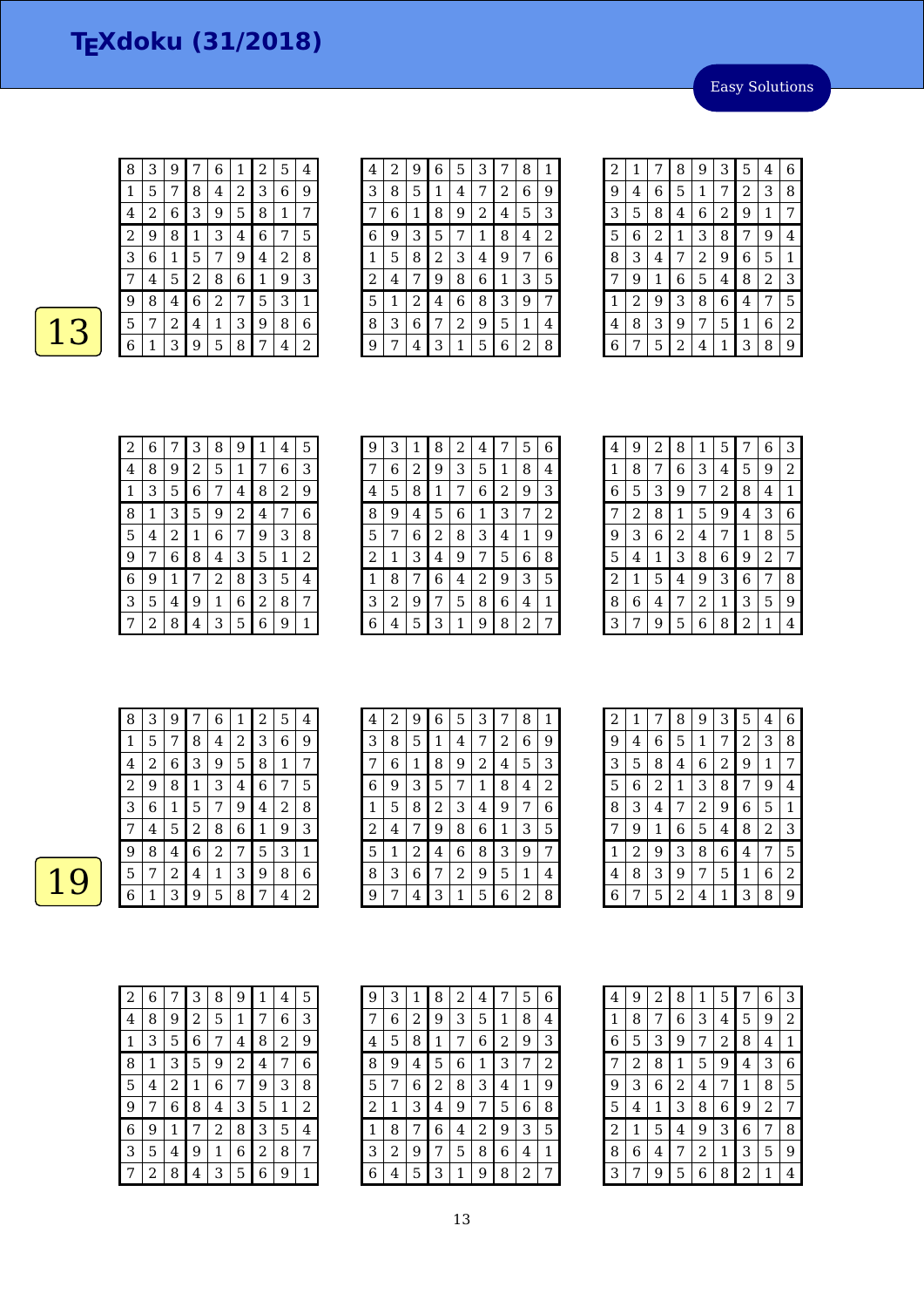# TEXdoku (31/2018)

Easy Solutions

## 13

| 8 | 3 | 9 | 7 | 6 | 1 | 2 | 5 | 4 |
|---|---|---|---|---|---|---|---|---|
| 1 | 5 | 7 | 8 | 4 | 2 | 3 | 6 | 9 |
| 4 | 2 | 6 | 3 | 9 | 5 | 8 | 1 | 7 |
| 2 | 9 | 8 | 1 | 3 | 4 | 6 | 7 | 5 |
| 3 | 6 | 1 | 5 | 7 | 9 | 4 | 2 | 8 |
| 7 | 4 | 5 | 2 | 8 | 6 | 1 | 9 | 3 |
| 9 | 8 | 4 | 6 | 2 | 7 | 5 | 3 | 1 |
| 5 | 7 | 2 | 4 | 1 | 3 | 9 | 8 | 6 |
| 6 | 1 | 3 | 9 | 5 | 8 | 7 | 4 | 2 |

| 4 | 2 | 9 | 6 | 5 | 3 | 7 | 8 | 1 |
|---|---|---|---|---|---|---|---|---|
| 3 | 8 | 5 | 1 | 4 | 7 | 2 | 6 | 9 |
| 7 | 6 | 1 | 8 | 9 | 2 | 4 | 5 | 3 |
| 6 | 9 | 3 | 5 | 7 | 1 | 8 | 4 | 2 |
| 1 | 5 | 8 | 2 | 3 | 4 | 9 | 7 | 6 |
| 2 | 4 | 7 | 9 | 8 | 6 | 1 | 3 | 5 |
| 5 | 1 | 2 | 4 | 6 | 8 | 3 | 9 | 7 |
| 8 | 3 | 6 | 7 | 2 | 9 | 5 | 1 | 4 |
| 9 | 7 | 4 | 3 | 1 | 5 | 6 | 2 | 8 |

| 2 | 1 | 7 | 8 | 9 | 3 | 5 | 4 | 6 |
|---|---|---|---|---|---|---|---|---|
| 9 | 4 | 6 | 5 | 1 | 7 | 2 | 3 | 8 |
| 3 | 5 | 8 | 4 | 6 | 2 | 9 | 1 | 7 |
| 5 | 6 | 2 | 1 | 3 | 8 | 7 | 9 | 4 |
| 8 | 3 | 4 | 7 | 2 | 9 | 6 | 5 | 1 |
| 7 | 9 | 1 | 6 | 5 | 4 | 8 | 2 | 3 |
| 1 | 2 | 9 | 3 | 8 | 6 | 4 | 7 | 5 |
| 4 | 8 | 3 | 9 | 7 | 5 | 1 | 6 | 2 |
| 6 | 7 | 5 | 2 | 4 | 1 | 3 | 8 | 9 |

| 2 | 6 | 7 | 3 | 8 | 9 | 1 | 4 | 5 |
|---|---|---|---|---|---|---|---|---|
| 4 | 8 | 9 | 2 | 5 | 1 | 7 | 6 | 3 |
| 1 | 3 | 5 | 6 | 7 | 4 | 8 | 2 | 9 |
| 8 | 1 | 3 | 5 | 9 | 2 | 4 | 7 | 6 |
| 5 | 4 | 2 | 1 | 6 | 7 | 9 | 3 | 8 |
| 9 | 7 | 6 | 8 | 4 | 3 | 5 | 1 | 2 |
| 6 | 9 | 1 | 7 | 2 | 8 | 3 | 5 | 4 |
| 3 | 5 | 4 | 9 | 1 | 6 | 2 | 8 | 7 |
| 7 | 2 | 8 | 4 | 3 | 5 | 6 | 9 | 1 |

| 9 | 3 | 1 | 8 | 2 | 4 | 7 | 5 | 6 |
|---|---|---|---|---|---|---|---|---|
| 7 | 6 | 2 | 9 | 3 | 5 | 1 | 8 | 4 |
| 4 | 5 | 8 | 1 | 7 | 6 | 2 | 9 | 3 |
| 8 | 9 | 4 | 5 | 6 | 1 | 3 | 7 | 2 |
| 5 | 7 | 6 | 2 | 8 | 3 | 4 | 1 | 9 |
| 2 | 1 | 3 | 4 | 9 | 7 | 5 | 6 | 8 |
| 1 | 8 | 7 | 6 | 4 | 2 | 9 | 3 | 5 |
| 3 | 2 | 9 | 7 | 5 | 8 | 6 | 4 | 1 |
| 6 | 4 | 5 | 3 | 1 | 9 | 8 | 2 | 7 |

| 4 | 9 | 2 | 8 | 1 | 5 | 7 | 6 | 3 |
|---|---|---|---|---|---|---|---|---|
| 1 | 8 | 7 | 6 | 3 | 4 | 5 | 9 | 2 |
| 6 | 5 | 3 | 9 | 7 | 2 | 8 | 4 | 1 |
| 7 | 2 | 8 | 1 | 5 | 9 | 4 | 3 | 6 |
| 9 | 3 | 6 | 2 | 4 | 7 | 1 | 8 | 5 |
| 5 | 4 | 1 | 3 | 8 | 6 | 9 | 2 | 7 |
| 2 | 1 | 5 | 4 | 9 | 3 | 6 | 7 | 8 |
| 8 | 6 | 4 | 7 | 2 | 1 | 3 | 5 | 9 |
| 3 | 7 | 9 | 5 | 6 | 8 | 2 | 1 | 4 |

## 19

| 8 | 3 | 9 | 7 | 6 | 1 | 2 | 5 | 4 |
|---|---|---|---|---|---|---|---|---|
| 1 | 5 | 7 | 8 | 4 | 2 | 3 | 6 | 9 |
| 4 | 2 | 6 | 3 | 9 | 5 | 8 | 1 | 7 |
| 2 | 9 | 8 | 1 | 3 | 4 | 6 | 7 | 5 |
| 3 | 6 | 1 | 5 | 7 | 9 | 4 | 2 | 8 |
| 7 | 4 | 5 | 2 | 8 | 6 | 1 | 9 | 3 |
| 9 | 8 | 4 | 6 | 2 | 7 | 5 | 3 | 1 |
| 5 | 7 | 2 | 4 | 1 | 3 | 9 | 8 | 6 |
| 6 | 1 | 3 | 9 | 5 | 8 | 7 | 4 | 2 |

| 4 | 2 | 9 | 6 | 5 | 3 | 7 | 8 | 1 |
|---|---|---|---|---|---|---|---|---|
| 3 | 8 | 5 | 1 | 4 | 7 | 2 | 6 | 9 |
| 7 | 6 | 1 | 8 | 9 | 2 | 4 | 5 | 3 |
| 6 | 9 | 3 | 5 | 7 | 1 | 8 | 4 | 2 |
| 1 | 5 | 8 | 2 | 3 | 4 | 9 | 7 | 6 |
| 2 | 4 | 7 | 9 | 8 | 6 | 1 | 3 | 5 |
| 5 | 1 | 2 | 4 | 6 | 8 | 3 | 9 | 7 |
| 8 | 3 | 6 | 7 | 2 | 9 | 5 | 1 | 4 |
| 9 | 7 | 4 | 3 | 1 | 5 | 6 | 2 | 8 |

| 2 | 1 | 7 | 8 | 9 | 3 | 5 | 4 | 6 |
|---|---|---|---|---|---|---|---|---|
| 9 | 4 | 6 | 5 | 1 | 7 | 2 | 3 | 8 |
| 3 | 5 | 8 | 4 | 6 | 2 | 9 | 1 | 7 |
| 5 | 6 | 2 | 1 | 3 | 8 | 7 | 9 | 4 |
| 8 | 3 | 4 | 7 | 2 | 9 | 6 | 5 | 1 |
| 7 | 9 | 1 | 6 | 5 | 4 | 8 | 2 | 3 |
| 1 | 2 | 9 | 3 | 8 | 6 | 4 | 7 | 5 |
| 4 | 8 | 3 | 9 | 7 | 5 | 1 | 6 | 2 |
| 6 | 7 | 5 | 2 | 4 | 1 | 3 | 8 | 9 |

| 2 | 6 | 7 | 3 | 8 | 9 | 1 | 4 | 5 |
|---|---|---|---|---|---|---|---|---|
| 4 | 8 | 9 | 2 | 5 | 1 | 7 | 6 | 3 |
| 1 | 3 | 5 | 6 | 7 | 4 | 8 | 2 | 9 |
| 8 | 1 | 3 | 5 | 9 | 2 | 4 | 7 | 6 |
| 5 | 4 | 2 | 1 | 6 | 7 | 9 | 3 | 8 |
| 9 | 7 | 6 | 8 | 4 | 3 | 5 | 1 | 2 |
| 6 | 9 | 1 | 7 | 2 | 8 | 3 | 5 | 4 |
| 3 | 5 | 4 | 9 | 1 | 6 | 2 | 8 | 7 |
| 7 | 2 | 8 | 4 | 3 | 5 | 6 | 9 | 1 |

| 9 | 3 | 1 | 8 | 2 | 4 | 7 | 5 | 6 |
|---|---|---|---|---|---|---|---|---|
| 7 | 6 | 2 | 9 | 3 | 5 | 1 | 8 | 4 |
| 4 | 5 | 8 | 1 | 7 | 6 | 2 | 9 | 3 |
| 8 | 9 | 4 | 5 | 6 | 1 | 3 | 7 | 2 |
| 5 | 7 | 6 | 2 | 8 | 3 | 4 | 1 | 9 |
| 2 | 1 | 3 | 4 | 9 | 7 | 5 | 6 | 8 |
| 1 | 8 | 7 | 6 | 4 | 2 | 9 | 3 | 5 |
| 3 | 2 | 9 | 7 | 5 | 8 | 6 | 4 | 1 |
| 6 | 4 | 5 | 3 | 1 | 9 | 8 | 2 | 7 |

| 4 | 9 | 2 | 8 | 1 | 5 | 7 | 6 | 3 |
|---|---|---|---|---|---|---|---|---|
| 1 | 8 | 7 | 6 | 3 | 4 | 5 | 9 | 2 |
| 6 | 5 | 3 | 9 | 7 | 2 | 8 | 4 | 1 |
| 7 | 2 | 8 | 1 | 5 | 9 | 4 | 3 | 6 |
| 9 | 3 | 6 | 2 | 4 | 7 | 1 | 8 | 5 |
| 5 | 4 | 1 | 3 | 8 | 6 | 9 | 2 | 7 |
| 2 | 1 | 5 | 4 | 9 | 3 | 6 | 7 | 8 |
| 8 | 6 | 4 | 7 | 2 | 1 | 3 | 5 | 9 |
| 3 | 7 | 9 | 5 | 6 | 8 | 2 | 1 | 4 |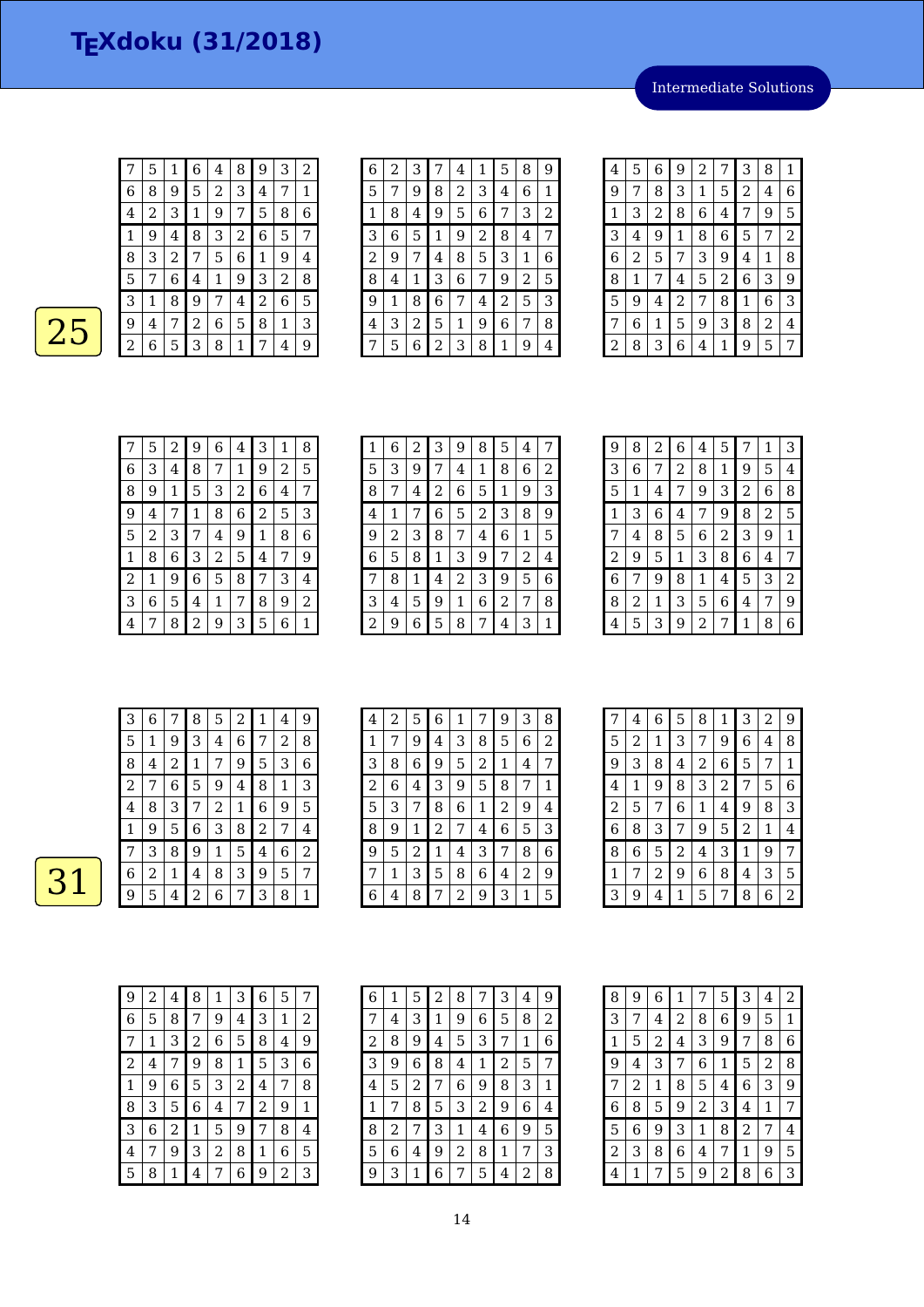# TEXdoku (31/2018)

Intermediate Solutions

25

| | | | | | | | | |
|---|---|---|---|---|---|---|---|---|
| 7 | 5 | 1 | 6 | 4 | 8 | 9 | 3 | 2 |
| 6 | 8 | 9 | 5 | 2 | 3 | 4 | 7 | 1 |
| 4 | 2 | 3 | 1 | 9 | 7 | 5 | 8 | 6 |
| 1 | 9 | 4 | 8 | 3 | 2 | 6 | 5 | 7 |
| 8 | 3 | 2 | 7 | 5 | 6 | 1 | 9 | 4 |
| 5 | 7 | 6 | 4 | 1 | 9 | 3 | 2 | 8 |
| 3 | 1 | 8 | 9 | 7 | 4 | 2 | 6 | 5 |
| 9 | 4 | 7 | 2 | 6 | 5 | 8 | 1 | 3 |
| 2 | 6 | 5 | 3 | 8 | 1 | 7 | 4 | 9 |

| | | | | | | | | |
|---|---|---|---|---|---|---|---|---|
| 6 | 2 | 3 | 7 | 4 | 1 | 5 | 8 | 9 |
| 5 | 7 | 9 | 8 | 2 | 3 | 4 | 6 | 1 |
| 1 | 8 | 4 | 9 | 5 | 6 | 7 | 3 | 2 |
| 3 | 6 | 5 | 1 | 9 | 2 | 8 | 4 | 7 |
| 2 | 9 | 7 | 4 | 8 | 5 | 3 | 1 | 6 |
| 8 | 4 | 1 | 3 | 6 | 7 | 9 | 2 | 5 |
| 9 | 1 | 8 | 6 | 7 | 4 | 2 | 5 | 3 |
| 4 | 3 | 2 | 5 | 1 | 9 | 6 | 7 | 8 |
| 7 | 5 | 6 | 2 | 3 | 8 | 1 | 9 | 4 |

| | | | | | | | | |
|---|---|---|---|---|---|---|---|---|
| 4 | 5 | 6 | 9 | 2 | 7 | 3 | 8 | 1 |
| 9 | 7 | 8 | 3 | 1 | 5 | 2 | 4 | 6 |
| 1 | 3 | 2 | 8 | 6 | 4 | 7 | 9 | 5 |
| 3 | 4 | 9 | 1 | 8 | 6 | 5 | 7 | 2 |
| 6 | 2 | 5 | 7 | 3 | 9 | 4 | 1 | 8 |
| 8 | 1 | 7 | 4 | 5 | 2 | 6 | 3 | 9 |
| 5 | 9 | 4 | 2 | 7 | 8 | 1 | 6 | 3 |
| 7 | 6 | 1 | 5 | 9 | 3 | 8 | 2 | 4 |
| 2 | 8 | 3 | 6 | 4 | 1 | 9 | 5 | 7 |

| | | | | | | | | |
|---|---|---|---|---|---|---|---|---|
| 7 | 5 | 2 | 9 | 6 | 4 | 3 | 1 | 8 |
| 6 | 3 | 4 | 8 | 7 | 1 | 9 | 2 | 5 |
| 8 | 9 | 1 | 5 | 3 | 2 | 6 | 4 | 7 |
| 9 | 4 | 7 | 1 | 8 | 6 | 2 | 5 | 3 |
| 5 | 2 | 3 | 7 | 4 | 9 | 1 | 8 | 6 |
| 1 | 8 | 6 | 3 | 2 | 5 | 4 | 7 | 9 |
| 2 | 1 | 9 | 6 | 5 | 8 | 7 | 3 | 4 |
| 3 | 6 | 5 | 4 | 1 | 7 | 8 | 9 | 2 |
| 4 | 7 | 8 | 2 | 9 | 3 | 5 | 6 | 1 |

| | | | | | | | | |
|---|---|---|---|---|---|---|---|---|
| 1 | 6 | 2 | 3 | 9 | 8 | 5 | 4 | 7 |
| 5 | 3 | 9 | 7 | 4 | 1 | 8 | 6 | 2 |
| 8 | 7 | 4 | 2 | 6 | 5 | 1 | 9 | 3 |
| 4 | 1 | 7 | 6 | 5 | 2 | 3 | 8 | 9 |
| 9 | 2 | 3 | 8 | 7 | 4 | 6 | 1 | 5 |
| 6 | 5 | 8 | 1 | 3 | 9 | 7 | 2 | 4 |
| 7 | 8 | 1 | 4 | 2 | 3 | 9 | 5 | 6 |
| 3 | 4 | 5 | 9 | 1 | 6 | 2 | 7 | 8 |
| 2 | 9 | 6 | 5 | 8 | 7 | 4 | 3 | 1 |

| | | | | | | | | |
|---|---|---|---|---|---|---|---|---|
| 9 | 8 | 2 | 6 | 4 | 5 | 7 | 1 | 3 |
| 3 | 6 | 7 | 2 | 8 | 1 | 9 | 5 | 4 |
| 5 | 1 | 4 | 7 | 9 | 3 | 2 | 6 | 8 |
| 1 | 3 | 6 | 4 | 7 | 9 | 8 | 2 | 5 |
| 7 | 4 | 8 | 5 | 6 | 2 | 3 | 9 | 1 |
| 2 | 9 | 5 | 1 | 3 | 8 | 6 | 4 | 7 |
| 6 | 7 | 9 | 8 | 1 | 4 | 5 | 3 | 2 |
| 8 | 2 | 1 | 3 | 5 | 6 | 4 | 7 | 9 |
| 4 | 5 | 3 | 9 | 2 | 7 | 1 | 8 | 6 |

31

| | | | | | | | | |
|---|---|---|---|---|---|---|---|---|
| 3 | 6 | 7 | 8 | 5 | 2 | 1 | 4 | 9 |
| 5 | 1 | 9 | 3 | 4 | 6 | 7 | 2 | 8 |
| 8 | 4 | 2 | 1 | 7 | 9 | 5 | 3 | 6 |
| 2 | 7 | 6 | 5 | 9 | 4 | 8 | 1 | 3 |
| 4 | 8 | 3 | 7 | 2 | 1 | 6 | 9 | 5 |
| 1 | 9 | 5 | 6 | 3 | 8 | 2 | 7 | 4 |
| 7 | 3 | 8 | 9 | 1 | 5 | 4 | 6 | 2 |
| 6 | 2 | 1 | 4 | 8 | 3 | 9 | 5 | 7 |
| 9 | 5 | 4 | 2 | 6 | 7 | 3 | 8 | 1 |

| | | | | | | | | |
|---|---|---|---|---|---|---|---|---|
| 4 | 2 | 5 | 6 | 1 | 7 | 9 | 3 | 8 |
| 1 | 7 | 9 | 4 | 3 | 8 | 5 | 6 | 2 |
| 3 | 8 | 6 | 9 | 5 | 2 | 1 | 4 | 7 |
| 2 | 6 | 4 | 3 | 9 | 5 | 8 | 7 | 1 |
| 5 | 3 | 7 | 8 | 6 | 1 | 2 | 9 | 4 |
| 8 | 9 | 1 | 2 | 7 | 4 | 6 | 5 | 3 |
| 9 | 5 | 2 | 1 | 4 | 3 | 7 | 8 | 6 |
| 7 | 1 | 3 | 5 | 8 | 6 | 4 | 2 | 9 |
| 6 | 4 | 8 | 7 | 2 | 9 | 3 | 1 | 5 |

| | | | | | | | | |
|---|---|---|---|---|---|---|---|---|
| 7 | 4 | 6 | 5 | 8 | 1 | 3 | 2 | 9 |
| 5 | 2 | 1 | 3 | 7 | 9 | 6 | 4 | 8 |
| 9 | 3 | 8 | 4 | 2 | 6 | 5 | 7 | 1 |
| 4 | 1 | 9 | 8 | 3 | 2 | 7 | 5 | 6 |
| 2 | 5 | 7 | 6 | 1 | 4 | 9 | 8 | 3 |
| 6 | 8 | 3 | 7 | 9 | 5 | 2 | 1 | 4 |
| 8 | 6 | 5 | 2 | 4 | 3 | 1 | 9 | 7 |
| 1 | 7 | 2 | 9 | 6 | 8 | 4 | 3 | 5 |
| 3 | 9 | 4 | 1 | 5 | 7 | 8 | 6 | 2 |

| | | | | | | | | |
|---|---|---|---|---|---|---|---|---|
| 9 | 2 | 4 | 8 | 1 | 3 | 6 | 5 | 7 |
| 6 | 5 | 8 | 7 | 9 | 4 | 3 | 1 | 2 |
| 7 | 1 | 3 | 2 | 6 | 5 | 8 | 4 | 9 |
| 2 | 4 | 7 | 9 | 8 | 1 | 5 | 3 | 6 |
| 1 | 9 | 6 | 5 | 3 | 2 | 4 | 7 | 8 |
| 8 | 3 | 5 | 6 | 4 | 7 | 2 | 9 | 1 |
| 3 | 6 | 2 | 1 | 5 | 9 | 7 | 8 | 4 |
| 4 | 7 | 9 | 3 | 2 | 8 | 1 | 6 | 5 |
| 5 | 8 | 1 | 4 | 7 | 6 | 9 | 2 | 3 |

| | | | | | | | | |
|---|---|---|---|---|---|---|---|---|
| 6 | 1 | 5 | 2 | 8 | 7 | 3 | 4 | 9 |
| 7 | 4 | 3 | 1 | 9 | 6 | 5 | 8 | 2 |
| 2 | 8 | 9 | 4 | 5 | 3 | 7 | 1 | 6 |
| 3 | 9 | 6 | 8 | 4 | 1 | 2 | 5 | 7 |
| 4 | 5 | 2 | 7 | 6 | 9 | 8 | 3 | 1 |
| 1 | 7 | 8 | 5 | 3 | 2 | 9 | 6 | 4 |
| 8 | 2 | 7 | 3 | 1 | 4 | 6 | 9 | 5 |
| 5 | 6 | 4 | 9 | 2 | 8 | 1 | 7 | 3 |
| 9 | 3 | 1 | 6 | 7 | 5 | 4 | 2 | 8 |

| | | | | | | | | |
|---|---|---|---|---|---|---|---|---|
| 8 | 9 | 6 | 1 | 7 | 5 | 3 | 4 | 2 |
| 3 | 7 | 4 | 2 | 8 | 6 | 9 | 5 | 1 |
| 1 | 5 | 2 | 4 | 3 | 9 | 7 | 8 | 6 |
| 9 | 4 | 3 | 7 | 6 | 1 | 5 | 2 | 8 |
| 7 | 2 | 1 | 8 | 5 | 4 | 6 | 3 | 9 |
| 6 | 8 | 5 | 9 | 2 | 3 | 4 | 1 | 7 |
| 5 | 6 | 9 | 3 | 1 | 8 | 2 | 7 | 4 |
| 2 | 3 | 8 | 6 | 4 | 7 | 1 | 9 | 5 |
| 4 | 1 | 7 | 5 | 9 | 2 | 8 | 6 | 3 |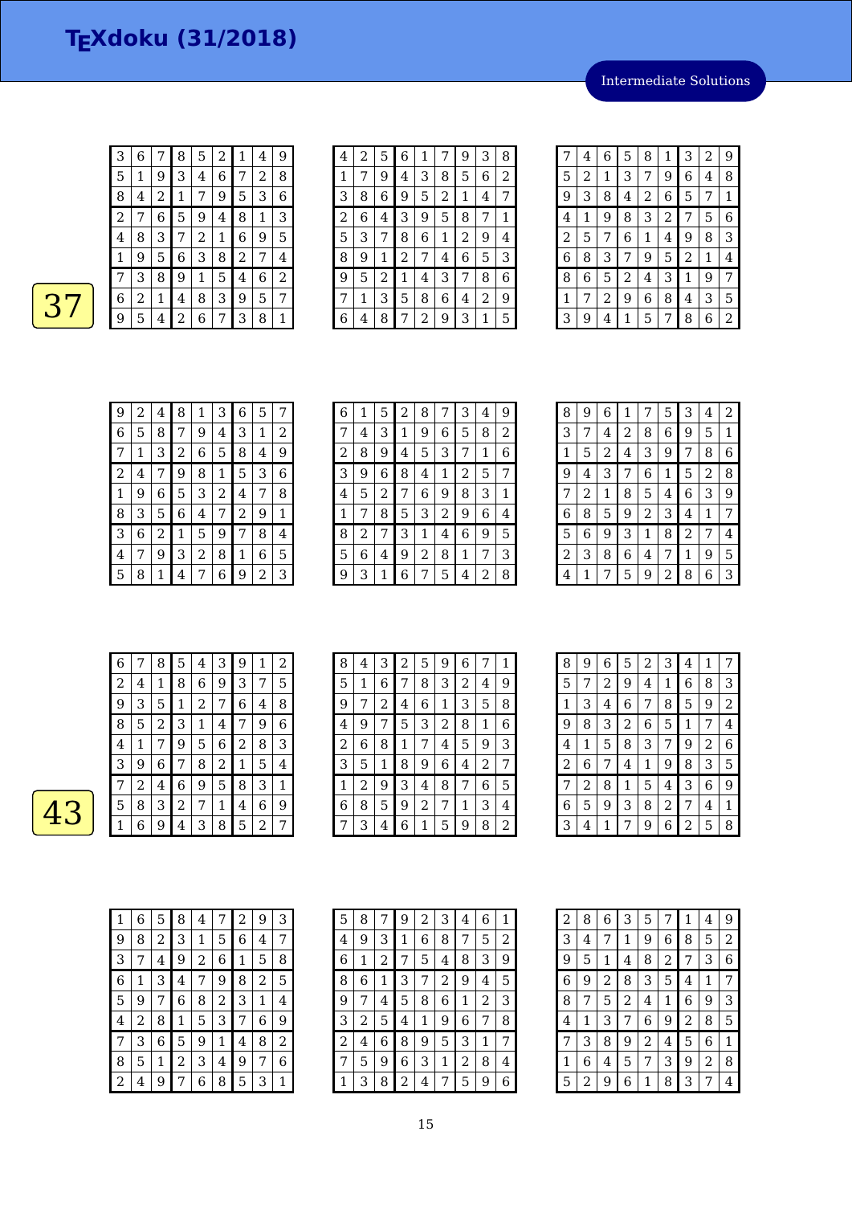# TEXdoku (31/2018)

Intermediate Solutions

37

| | | | | | | | | |
|---|---|---|---|---|---|---|---|---|
| 3 | 6 | 7 | 8 | 5 | 2 | 1 | 4 | 9 |
| 5 | 1 | 9 | 3 | 4 | 6 | 7 | 2 | 8 |
| 8 | 4 | 2 | 1 | 7 | 9 | 5 | 3 | 6 |
| 2 | 7 | 6 | 5 | 9 | 4 | 8 | 1 | 3 |
| 4 | 8 | 3 | 7 | 2 | 1 | 6 | 9 | 5 |
| 1 | 9 | 5 | 6 | 3 | 8 | 2 | 7 | 4 |
| 7 | 3 | 8 | 9 | 1 | 5 | 4 | 6 | 2 |
| 6 | 2 | 1 | 4 | 8 | 3 | 9 | 5 | 7 |
| 9 | 5 | 4 | 2 | 6 | 7 | 3 | 8 | 1 |

| | | | | | | | | |
|---|---|---|---|---|---|---|---|---|
| 4 | 2 | 5 | 6 | 1 | 7 | 9 | 3 | 8 |
| 1 | 7 | 9 | 4 | 3 | 8 | 5 | 6 | 2 |
| 3 | 8 | 6 | 9 | 5 | 2 | 1 | 4 | 7 |
| 2 | 6 | 4 | 3 | 9 | 5 | 8 | 7 | 1 |
| 5 | 3 | 7 | 8 | 6 | 1 | 2 | 9 | 4 |
| 8 | 9 | 1 | 2 | 7 | 4 | 6 | 5 | 3 |
| 9 | 5 | 2 | 1 | 4 | 3 | 7 | 8 | 6 |
| 7 | 1 | 3 | 5 | 8 | 6 | 4 | 2 | 9 |
| 6 | 4 | 8 | 7 | 2 | 9 | 3 | 1 | 5 |

| | | | | | | | | |
|---|---|---|---|---|---|---|---|---|
| 7 | 4 | 6 | 5 | 8 | 1 | 3 | 2 | 9 |
| 5 | 2 | 1 | 3 | 7 | 9 | 6 | 4 | 8 |
| 9 | 3 | 8 | 4 | 2 | 6 | 5 | 7 | 1 |
| 4 | 1 | 9 | 8 | 3 | 2 | 7 | 5 | 6 |
| 2 | 5 | 7 | 6 | 1 | 4 | 9 | 8 | 3 |
| 6 | 8 | 3 | 7 | 9 | 5 | 2 | 1 | 4 |
| 8 | 6 | 5 | 2 | 4 | 3 | 1 | 9 | 7 |
| 1 | 7 | 2 | 9 | 6 | 8 | 4 | 3 | 5 |
| 3 | 9 | 4 | 1 | 5 | 7 | 8 | 6 | 2 |

| | | | | | | | | |
|---|---|---|---|---|---|---|---|---|
| 9 | 2 | 4 | 8 | 1 | 3 | 6 | 5 | 7 |
| 6 | 5 | 8 | 7 | 9 | 4 | 3 | 1 | 2 |
| 7 | 1 | 3 | 2 | 6 | 5 | 8 | 4 | 9 |
| 2 | 4 | 7 | 9 | 8 | 1 | 5 | 3 | 6 |
| 1 | 9 | 6 | 5 | 3 | 2 | 4 | 7 | 8 |
| 8 | 3 | 5 | 6 | 4 | 7 | 2 | 9 | 1 |
| 3 | 6 | 2 | 1 | 5 | 9 | 7 | 8 | 4 |
| 4 | 7 | 9 | 3 | 2 | 8 | 1 | 6 | 5 |
| 5 | 8 | 1 | 4 | 7 | 6 | 9 | 2 | 3 |

| | | | | | | | | |
|---|---|---|---|---|---|---|---|---|
| 6 | 1 | 5 | 2 | 8 | 7 | 3 | 4 | 9 |
| 7 | 4 | 3 | 1 | 9 | 6 | 5 | 8 | 2 |
| 2 | 8 | 9 | 4 | 5 | 3 | 7 | 1 | 6 |
| 3 | 9 | 6 | 8 | 4 | 1 | 2 | 5 | 7 |
| 4 | 5 | 2 | 7 | 6 | 9 | 8 | 3 | 1 |
| 1 | 7 | 8 | 5 | 3 | 2 | 9 | 6 | 4 |
| 8 | 2 | 7 | 3 | 1 | 4 | 6 | 9 | 5 |
| 5 | 6 | 4 | 9 | 2 | 8 | 1 | 7 | 3 |
| 9 | 3 | 1 | 6 | 7 | 5 | 4 | 2 | 8 |

| | | | | | | | | |
|---|---|---|---|---|---|---|---|---|
| 8 | 9 | 6 | 1 | 7 | 5 | 3 | 4 | 2 |
| 3 | 7 | 4 | 2 | 8 | 6 | 9 | 5 | 1 |
| 1 | 5 | 2 | 4 | 3 | 9 | 7 | 8 | 6 |
| 9 | 4 | 3 | 7 | 6 | 1 | 5 | 2 | 8 |
| 7 | 2 | 1 | 8 | 5 | 4 | 6 | 3 | 9 |
| 6 | 8 | 5 | 9 | 2 | 3 | 4 | 1 | 7 |
| 5 | 6 | 9 | 3 | 1 | 8 | 2 | 7 | 4 |
| 2 | 3 | 8 | 6 | 4 | 7 | 1 | 9 | 5 |
| 4 | 1 | 7 | 5 | 9 | 2 | 8 | 6 | 3 |

43

| | | | | | | | | |
|---|---|---|---|---|---|---|---|---|
| 6 | 7 | 8 | 5 | 4 | 3 | 9 | 1 | 2 |
| 2 | 4 | 1 | 8 | 6 | 9 | 3 | 7 | 5 |
| 9 | 3 | 5 | 1 | 2 | 7 | 6 | 4 | 8 |
| 8 | 5 | 2 | 3 | 1 | 4 | 7 | 9 | 6 |
| 4 | 1 | 7 | 9 | 5 | 6 | 2 | 8 | 3 |
| 3 | 9 | 6 | 7 | 8 | 2 | 1 | 5 | 4 |
| 7 | 2 | 4 | 6 | 9 | 5 | 8 | 3 | 1 |
| 5 | 8 | 3 | 2 | 7 | 1 | 4 | 6 | 9 |
| 1 | 6 | 9 | 4 | 3 | 8 | 5 | 2 | 7 |

| | | | | | | | | |
|---|---|---|---|---|---|---|---|---|
| 8 | 4 | 3 | 2 | 5 | 9 | 6 | 7 | 1 |
| 5 | 1 | 6 | 7 | 8 | 3 | 2 | 4 | 9 |
| 9 | 7 | 2 | 4 | 6 | 1 | 3 | 5 | 8 |
| 4 | 9 | 7 | 5 | 3 | 2 | 8 | 1 | 6 |
| 2 | 6 | 8 | 1 | 7 | 4 | 5 | 9 | 3 |
| 3 | 5 | 1 | 8 | 9 | 6 | 4 | 2 | 7 |
| 1 | 2 | 9 | 3 | 4 | 8 | 7 | 6 | 5 |
| 6 | 8 | 5 | 9 | 2 | 7 | 1 | 3 | 4 |
| 7 | 3 | 4 | 6 | 1 | 5 | 9 | 8 | 2 |

| | | | | | | | | |
|---|---|---|---|---|---|---|---|---|
| 8 | 9 | 6 | 5 | 2 | 3 | 4 | 1 | 7 |
| 5 | 7 | 2 | 9 | 4 | 1 | 6 | 8 | 3 |
| 1 | 3 | 4 | 6 | 7 | 8 | 5 | 9 | 2 |
| 9 | 8 | 3 | 2 | 6 | 5 | 1 | 7 | 4 |
| 4 | 1 | 5 | 8 | 3 | 7 | 9 | 2 | 6 |
| 2 | 6 | 7 | 4 | 1 | 9 | 8 | 3 | 5 |
| 7 | 2 | 8 | 1 | 5 | 4 | 3 | 6 | 9 |
| 6 | 5 | 9 | 3 | 8 | 2 | 7 | 4 | 1 |
| 3 | 4 | 1 | 7 | 9 | 6 | 2 | 5 | 8 |

| | | | | | | | | |
|---|---|---|---|---|---|---|---|---|
| 1 | 6 | 5 | 8 | 4 | 7 | 2 | 9 | 3 |
| 9 | 8 | 2 | 3 | 1 | 5 | 6 | 4 | 7 |
| 3 | 7 | 4 | 9 | 2 | 6 | 1 | 5 | 8 |
| 6 | 1 | 3 | 4 | 7 | 9 | 8 | 2 | 5 |
| 5 | 9 | 7 | 6 | 8 | 2 | 3 | 1 | 4 |
| 4 | 2 | 8 | 1 | 5 | 3 | 7 | 6 | 9 |
| 7 | 3 | 6 | 5 | 9 | 1 | 4 | 8 | 2 |
| 8 | 5 | 1 | 2 | 3 | 4 | 9 | 7 | 6 |
| 2 | 4 | 9 | 7 | 6 | 8 | 5 | 3 | 1 |

| | | | | | | | | |
|---|---|---|---|---|---|---|---|---|
| 5 | 8 | 7 | 9 | 2 | 3 | 4 | 6 | 1 |
| 4 | 9 | 3 | 1 | 6 | 8 | 7 | 5 | 2 |
| 6 | 1 | 2 | 7 | 5 | 4 | 8 | 3 | 9 |
| 8 | 6 | 1 | 3 | 7 | 2 | 9 | 4 | 5 |
| 9 | 7 | 4 | 5 | 8 | 6 | 1 | 2 | 3 |
| 3 | 2 | 5 | 4 | 1 | 9 | 6 | 7 | 8 |
| 2 | 4 | 6 | 8 | 9 | 5 | 3 | 1 | 7 |
| 7 | 5 | 9 | 6 | 3 | 1 | 2 | 8 | 4 |
| 1 | 3 | 8 | 2 | 4 | 7 | 5 | 9 | 6 |

| | | | | | | | | |
|---|---|---|---|---|---|---|---|---|
| 2 | 8 | 6 | 3 | 5 | 7 | 1 | 4 | 9 |
| 3 | 4 | 7 | 1 | 9 | 6 | 8 | 5 | 2 |
| 9 | 5 | 1 | 4 | 8 | 2 | 7 | 3 | 6 |
| 6 | 9 | 2 | 8 | 3 | 5 | 4 | 1 | 7 |
| 8 | 7 | 5 | 2 | 4 | 1 | 6 | 9 | 3 |
| 4 | 1 | 3 | 7 | 6 | 9 | 2 | 8 | 5 |
| 7 | 3 | 8 | 9 | 2 | 4 | 5 | 6 | 1 |
| 1 | 6 | 4 | 5 | 7 | 3 | 9 | 2 | 8 |
| 5 | 2 | 9 | 6 | 1 | 8 | 3 | 7 | 4 |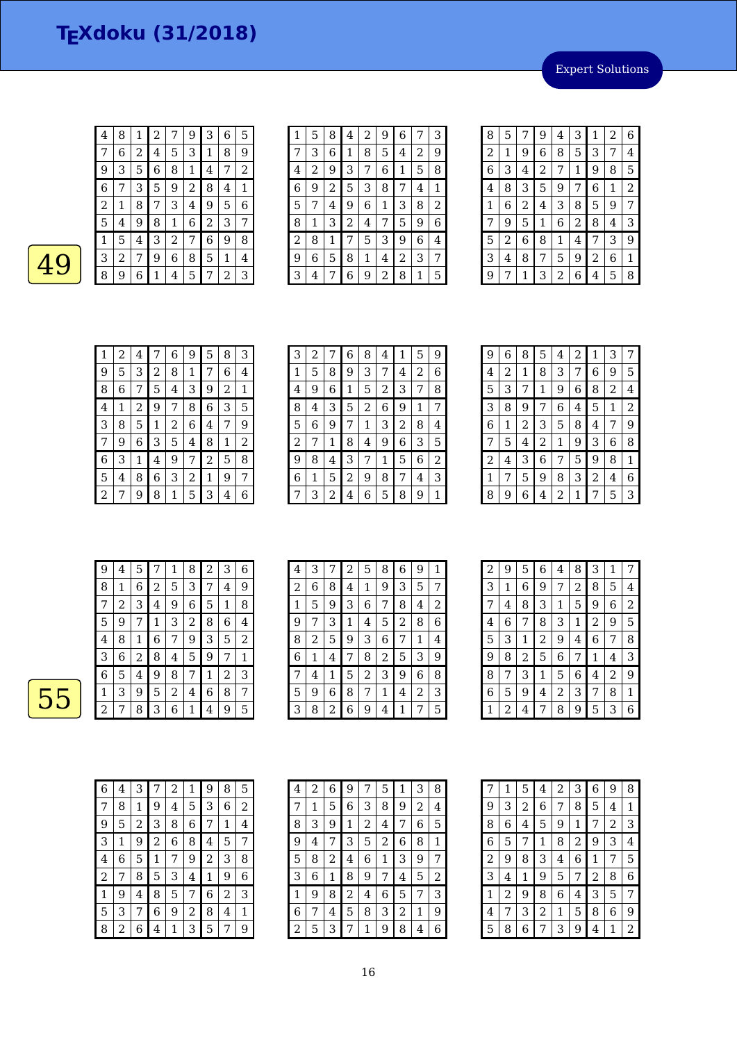# TEXdoku (31/2018)

Expert Solutions

**49**

| | | | | | | | | |
|---|---|---|---|---|---|---|---|---|
| 4 | 8 | 1 | 2 | 7 | 9 | 3 | 6 | 5 |
| 7 | 6 | 2 | 4 | 5 | 3 | 1 | 8 | 9 |
| 9 | 3 | 5 | 6 | 8 | 1 | 4 | 7 | 2 |
| 6 | 7 | 3 | 5 | 9 | 2 | 8 | 4 | 1 |
| 2 | 1 | 8 | 7 | 3 | 4 | 9 | 5 | 6 |
| 5 | 4 | 9 | 8 | 1 | 6 | 2 | 3 | 7 |
| 1 | 5 | 4 | 3 | 2 | 7 | 6 | 9 | 8 |
| 3 | 2 | 7 | 9 | 6 | 8 | 5 | 1 | 4 |
| 8 | 9 | 6 | 1 | 4 | 5 | 7 | 2 | 3 |

| | | | | | | | | |
|---|---|---|---|---|---|---|---|---|
| 1 | 5 | 8 | 4 | 2 | 9 | 6 | 7 | 3 |
| 7 | 3 | 6 | 1 | 8 | 5 | 4 | 2 | 9 |
| 4 | 2 | 9 | 3 | 7 | 6 | 1 | 5 | 8 |
| 6 | 9 | 2 | 5 | 3 | 8 | 7 | 4 | 1 |
| 5 | 7 | 4 | 9 | 6 | 1 | 3 | 8 | 2 |
| 8 | 1 | 3 | 2 | 4 | 7 | 5 | 9 | 6 |
| 2 | 8 | 1 | 7 | 5 | 3 | 9 | 6 | 4 |
| 9 | 6 | 5 | 8 | 1 | 4 | 2 | 3 | 7 |
| 3 | 4 | 7 | 6 | 9 | 2 | 8 | 1 | 5 |

| | | | | | | | | |
|---|---|---|---|---|---|---|---|---|
| 8 | 5 | 7 | 9 | 4 | 3 | 1 | 2 | 6 |
| 2 | 1 | 9 | 6 | 8 | 5 | 3 | 7 | 4 |
| 6 | 3 | 4 | 2 | 7 | 1 | 9 | 8 | 5 |
| 4 | 8 | 3 | 5 | 9 | 7 | 6 | 1 | 2 |
| 1 | 6 | 2 | 4 | 3 | 8 | 5 | 9 | 7 |
| 7 | 9 | 5 | 1 | 6 | 2 | 8 | 4 | 3 |
| 5 | 2 | 6 | 8 | 1 | 4 | 7 | 3 | 9 |
| 3 | 4 | 8 | 7 | 5 | 9 | 2 | 6 | 1 |
| 9 | 7 | 1 | 3 | 2 | 6 | 4 | 5 | 8 |

| | | | | | | | | |
|---|---|---|---|---|---|---|---|---|
| 1 | 2 | 4 | 7 | 6 | 9 | 5 | 8 | 3 |
| 9 | 5 | 3 | 2 | 8 | 1 | 7 | 6 | 4 |
| 8 | 6 | 7 | 5 | 4 | 3 | 9 | 2 | 1 |
| 4 | 1 | 2 | 9 | 7 | 8 | 6 | 3 | 5 |
| 3 | 8 | 5 | 1 | 2 | 6 | 4 | 7 | 9 |
| 7 | 9 | 6 | 3 | 5 | 4 | 8 | 1 | 2 |
| 6 | 3 | 1 | 4 | 9 | 7 | 2 | 5 | 8 |
| 5 | 4 | 8 | 6 | 3 | 2 | 1 | 9 | 7 |
| 2 | 7 | 9 | 8 | 1 | 5 | 3 | 4 | 6 |

| | | | | | | | | |
|---|---|---|---|---|---|---|---|---|
| 3 | 2 | 7 | 6 | 8 | 4 | 1 | 5 | 9 |
| 1 | 5 | 8 | 9 | 3 | 7 | 4 | 2 | 6 |
| 4 | 9 | 6 | 1 | 5 | 2 | 3 | 7 | 8 |
| 8 | 4 | 3 | 5 | 2 | 6 | 9 | 1 | 7 |
| 5 | 6 | 9 | 7 | 1 | 3 | 2 | 8 | 4 |
| 2 | 7 | 1 | 8 | 4 | 9 | 6 | 3 | 5 |
| 9 | 8 | 4 | 3 | 7 | 1 | 5 | 6 | 2 |
| 6 | 1 | 5 | 2 | 9 | 8 | 7 | 4 | 3 |
| 7 | 3 | 2 | 4 | 6 | 5 | 8 | 9 | 1 |

| | | | | | | | | |
|---|---|---|---|---|---|---|---|---|
| 9 | 6 | 8 | 5 | 4 | 2 | 1 | 3 | 7 |
| 4 | 2 | 1 | 8 | 3 | 7 | 6 | 9 | 5 |
| 5 | 3 | 7 | 1 | 9 | 6 | 8 | 2 | 4 |
| 3 | 8 | 9 | 7 | 6 | 4 | 5 | 1 | 2 |
| 6 | 1 | 2 | 3 | 5 | 8 | 4 | 7 | 9 |
| 7 | 5 | 4 | 2 | 1 | 9 | 3 | 6 | 8 |
| 2 | 4 | 3 | 6 | 7 | 5 | 9 | 8 | 1 |
| 1 | 7 | 5 | 9 | 8 | 3 | 2 | 4 | 6 |
| 8 | 9 | 6 | 4 | 2 | 1 | 7 | 5 | 3 |

**55**

| | | | | | | | | |
|---|---|---|---|---|---|---|---|---|
| 9 | 4 | 5 | 7 | 1 | 8 | 2 | 3 | 6 |
| 8 | 1 | 6 | 2 | 5 | 3 | 7 | 4 | 9 |
| 7 | 2 | 3 | 4 | 9 | 6 | 5 | 1 | 8 |
| 5 | 9 | 7 | 1 | 3 | 2 | 8 | 6 | 4 |
| 4 | 8 | 1 | 6 | 7 | 9 | 3 | 5 | 2 |
| 3 | 6 | 2 | 8 | 4 | 5 | 9 | 7 | 1 |
| 6 | 5 | 4 | 9 | 8 | 7 | 1 | 2 | 3 |
| 1 | 3 | 9 | 5 | 2 | 4 | 6 | 8 | 7 |
| 2 | 7 | 8 | 3 | 6 | 1 | 4 | 9 | 5 |

| | | | | | | | | |
|---|---|---|---|---|---|---|---|---|
| 4 | 3 | 7 | 2 | 5 | 8 | 6 | 9 | 1 |
| 2 | 6 | 8 | 4 | 1 | 9 | 3 | 5 | 7 |
| 1 | 5 | 9 | 3 | 6 | 7 | 8 | 4 | 2 |
| 9 | 7 | 3 | 1 | 4 | 5 | 2 | 8 | 6 |
| 8 | 2 | 5 | 9 | 3 | 6 | 7 | 1 | 4 |
| 6 | 1 | 4 | 7 | 8 | 2 | 5 | 3 | 9 |
| 7 | 4 | 1 | 5 | 2 | 3 | 9 | 6 | 8 |
| 5 | 9 | 6 | 8 | 7 | 1 | 4 | 2 | 3 |
| 3 | 8 | 2 | 6 | 9 | 4 | 1 | 7 | 5 |

| | | | | | | | | |
|---|---|---|---|---|---|---|---|---|
| 2 | 9 | 5 | 6 | 4 | 8 | 3 | 1 | 7 |
| 3 | 1 | 6 | 9 | 7 | 2 | 8 | 5 | 4 |
| 7 | 4 | 8 | 3 | 1 | 5 | 9 | 6 | 2 |
| 4 | 6 | 7 | 8 | 3 | 1 | 2 | 9 | 5 |
| 5 | 3 | 1 | 2 | 9 | 4 | 6 | 7 | 8 |
| 9 | 8 | 2 | 5 | 6 | 7 | 1 | 4 | 3 |
| 8 | 7 | 3 | 1 | 5 | 6 | 4 | 2 | 9 |
| 6 | 5 | 9 | 4 | 2 | 3 | 7 | 8 | 1 |
| 1 | 2 | 4 | 7 | 8 | 9 | 5 | 3 | 6 |

| | | | | | | | | |
|---|---|---|---|---|---|---|---|---|
| 6 | 4 | 3 | 7 | 2 | 1 | 9 | 8 | 5 |
| 7 | 8 | 1 | 9 | 4 | 5 | 3 | 6 | 2 |
| 9 | 5 | 2 | 3 | 8 | 6 | 7 | 1 | 4 |
| 3 | 1 | 9 | 2 | 6 | 8 | 4 | 5 | 7 |
| 4 | 6 | 5 | 1 | 7 | 9 | 2 | 3 | 8 |
| 2 | 7 | 8 | 5 | 3 | 4 | 1 | 9 | 6 |
| 1 | 9 | 4 | 8 | 5 | 7 | 6 | 2 | 3 |
| 5 | 3 | 7 | 6 | 9 | 2 | 8 | 4 | 1 |
| 8 | 2 | 6 | 4 | 1 | 3 | 5 | 7 | 9 |

| | | | | | | | | |
|---|---|---|---|---|---|---|---|---|
| 4 | 2 | 6 | 9 | 7 | 5 | 1 | 3 | 8 |
| 7 | 1 | 5 | 6 | 3 | 8 | 9 | 2 | 4 |
| 8 | 3 | 9 | 1 | 2 | 4 | 7 | 6 | 5 |
| 9 | 4 | 7 | 3 | 5 | 2 | 6 | 8 | 1 |
| 5 | 8 | 2 | 4 | 6 | 1 | 3 | 9 | 7 |
| 3 | 6 | 1 | 8 | 9 | 7 | 4 | 5 | 2 |
| 1 | 9 | 8 | 2 | 4 | 6 | 5 | 7 | 3 |
| 6 | 7 | 4 | 5 | 8 | 3 | 2 | 1 | 9 |
| 2 | 5 | 3 | 7 | 1 | 9 | 8 | 4 | 6 |

| | | | | | | | | |
|---|---|---|---|---|---|---|---|---|
| 7 | 1 | 5 | 4 | 2 | 3 | 6 | 9 | 8 |
| 9 | 3 | 2 | 6 | 7 | 8 | 5 | 4 | 1 |
| 8 | 6 | 4 | 5 | 9 | 1 | 7 | 2 | 3 |
| 6 | 5 | 7 | 1 | 8 | 2 | 9 | 3 | 4 |
| 2 | 9 | 8 | 3 | 4 | 6 | 1 | 7 | 5 |
| 3 | 4 | 1 | 9 | 5 | 7 | 2 | 8 | 6 |
| 1 | 2 | 9 | 8 | 6 | 4 | 3 | 5 | 7 |
| 4 | 7 | 3 | 2 | 1 | 5 | 8 | 6 | 9 |
| 5 | 8 | 6 | 7 | 3 | 9 | 4 | 1 | 2 |